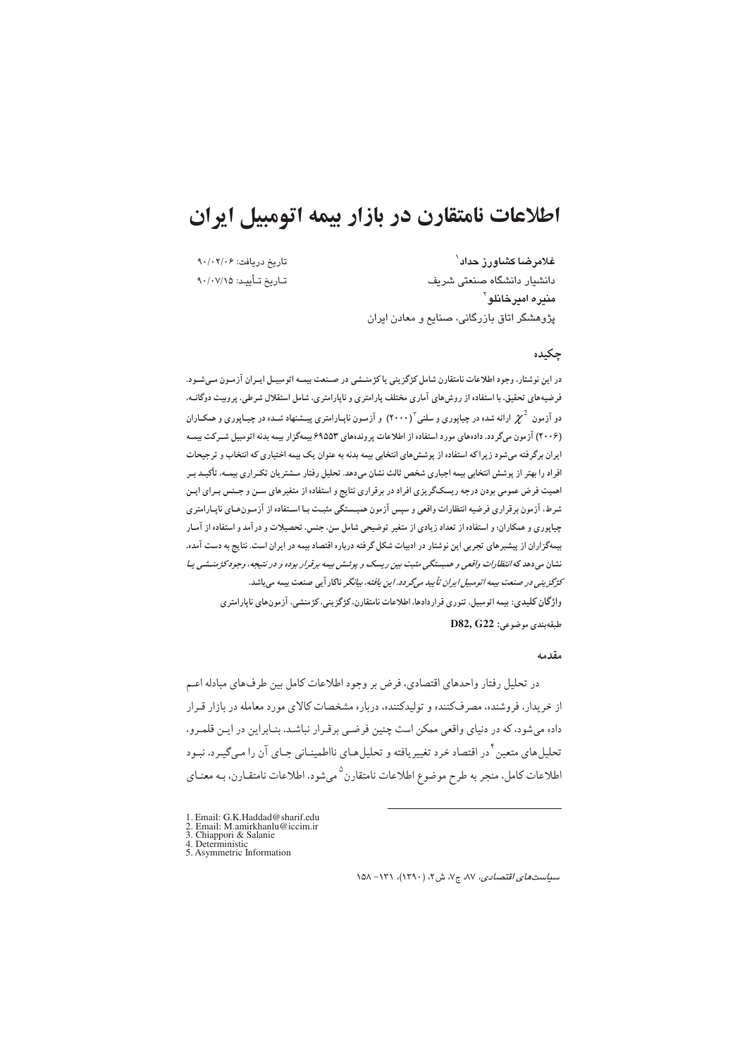# اطلاعات نامتقارن در بازار بیمه اتومبیل ایران

غلامرضا کشاورز حداد[1]
دانشیار دانشگاه صنعتی شریف

منیره امیرخانلو[2]
پژوهشگر اتاق بازرگانی، صنایع و معادن ایران

تاریخ دریافت: ۹۰/۰۲/۰۶
تاریخ تأیید: ۹۰/۰۷/۱۵

## چکیده

**در این نوشتار، وجود اطلاعات نامتقارن شامل کژگزینی یا کژمنشی در صنعت بیمه اتومبیل ایران آزمون می‌شود. فرضیه‌های تحقیق، با استفاده از روش‌های آماری مختلف پارامتری و ناپارامتری، شامل استقلال شرطی، پروبیت دوگانه، دو آزمون $\chi^2$ ارائه شده در چیاپوری و سلنی[3] (۲۰۰۰) و آزمون ناپارامتری پیشنهاد شده در چیاپوری و همکاران (۲۰۰۶) آزمون می‌گردد. داده‌های مورد استفاده از اطلاعات پرونده‌های ۶۹۵۵۳ بیمه‌گزار بیمه بدنه اتومبیل شرکت بیمه ایران برگرفته می‌شود زیرا که استفاده از پوشش‌های انتخابی بیمه بدنه به عنوان یک بیمه اختیاری که انتخاب و ترجیحات افراد را بهتر از پوشش انتخابی بیمه اجباری شخص ثالث نشان می‌دهد. تحلیل رفتار مشتریان تکراری بیمه، تأکید بر اهمیت فرض عمومی بودن درجه ریسک‌گریزی افراد در برقراری نتایج و استفاده از متغیرهای سن و جنس برای این شرط، آزمون برقراری فرضیه انتظارات واقعی و سپس آزمون همبستگی مثبت با استفاده از آزمون‌های ناپارامتری چیاپوری و همکاران؛ و استفاده از تعداد زیادی از متغیر توضیحی شامل سن، جنس، تحصیلات و درآمد و استفاده از آمار بیمه‌گزاران از پیشبرهای تجربی این نوشتار در ادبیات شکل گرفته درباره اقتصاد بیمه در ایران است. نتایج به دست آمده، نشان می‌دهد که *انتظارات واقعی و همبستگی مثبت بین ریسک و پوشش بیمه برقرار بوده و در نتیجه، وجود کژمنشی یا کژگزینی در صنعت بیمه اتومبیل ایران تأیید می‌گردد. این یافته، بیانگر* ناکارآیی صنعت بیمه می‌باشد.**

**واژگان کلیدی:** بیمه اتومبیل، تئوری قراردادها، اطلاعات نامتقارن، کژگزینی، کژمنشی، آزمون‌های ناپارامتری

**طبقه‌بندی موضوعی: D82, G22**

## مقدمه

در تحلیل رفتار واحدهای اقتصادی، فرض بر وجود اطلاعات کامل بین طرف‌های مبادله اعم از خریدار، فروشنده، مصرف‌کننده و تولیدکننده، درباره مشخصات کالای مورد معامله در بازار قرار داده می‌شود، که در دنیای واقعی ممکن است چنین فرضی برقرار نباشد. بنابراین در این قلمرو، تحلیل‌های متعین[4] در اقتصاد خرد تغییریافته و تحلیل‌های نااطمینانی جای آن را می‌گیرد. نبود اطلاعات کامل، منجر به طرح موضوع اطلاعات نامتقارن[5] می‌شود. اطلاعات نامتقارن، به معنای

---

1. Email: G.K.Haddad@sharif.edu
2. Email: M.amirkhanlu@iccim.ir
3. Chiappori & Salanie
4. Deterministic
5. Asymmetric Information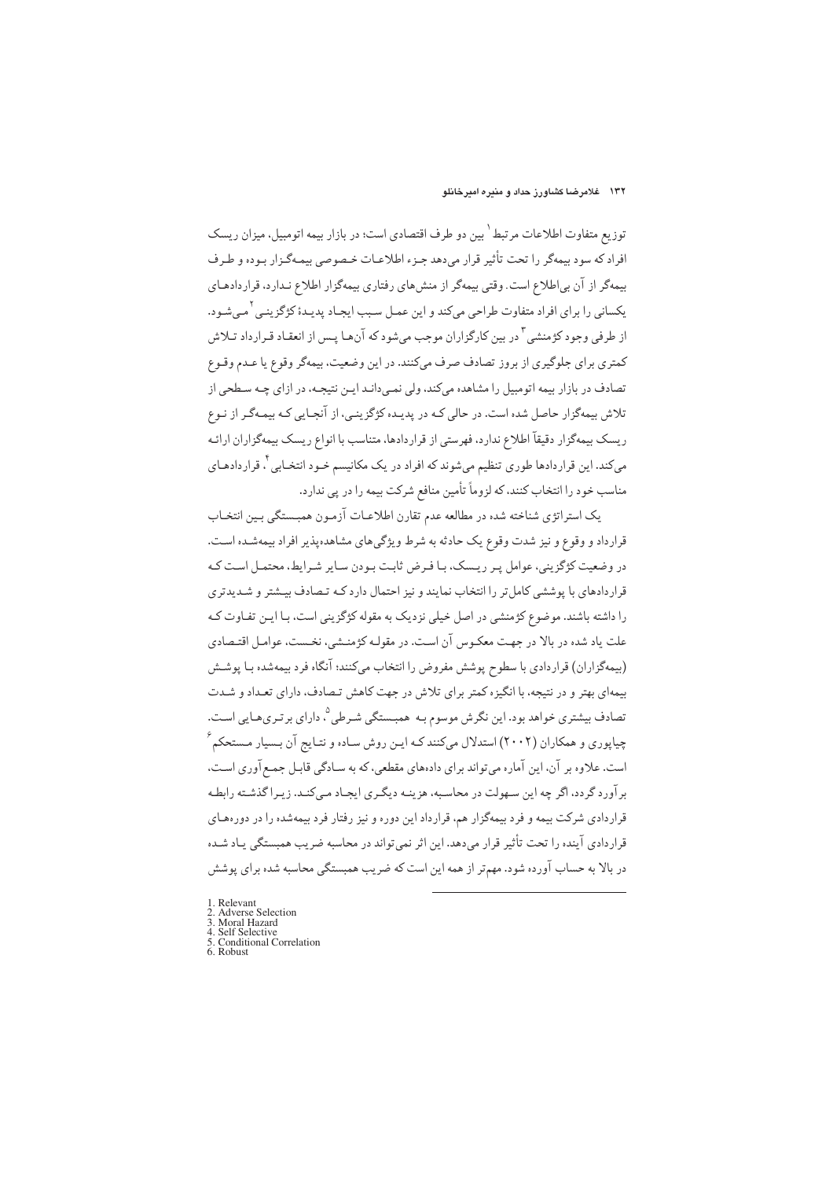توزیع متفاوت اطلاعات مرتبط[1] بین دو طرف اقتصادی است؛ در بازار بیمه اتومبیل، میزان ریسک افراد که سود بیمه‌گر را تحت تأثیر قرار می‌دهد جـزء اطلاعـات خـصوصی بیمـه‌گـزار بـوده و طـرف بیمه‌گر از آن بی‌اطلاع است. وقتی بیمه‌گر از منش‌های رفتاری بیمه‌گزار اطلاع نـدارد، قراردادهـای یکسانی را برای افراد متفاوت طراحی می‌کند و این عمـل سـبب ایجـاد پدیـدهٔ کژگزینـی[2] مـی‌شـود. از طرفی وجود کژمنشی[3] در بین کارگزاران موجب می‌شود که آن‌هـا پـس از انعقـاد قـرارداد تـلاش کمتری برای جلوگیری از بروز تصادف صرف می‌کنند. در این وضعیت، بیمه‌گر وقوع یا عـدم وقـوع تصادف در بازار بیمه اتومبیل را مشاهده می‌کند، ولی نمـی‌دانـد ایـن نتیجـه، در ازای چـه سـطحی از تلاش بیمه‌گزار حاصل شده است. در حالی کـه در پدیـده کژگزینـی، از آنجـایی کـه بیمـه‌گـر از نـوع ریسک بیمه‌گزار دقیقاً اطلاع ندارد، فهرستی از قراردادها، متناسب با انواع ریسک بیمه‌گزاران ارائـه می‌کند. این قراردادها طوری تنظیم می‌شوند که افراد در یک مکانیسم خـود انتخـابی[4]، قراردادهـای مناسب خود را انتخاب کنند، که لزوماً تأمین منافع شرکت بیمه را در پی ندارد.

یک استراتژی شناخته شده در مطالعه عدم تقارن اطلاعـات آزمـون همبـستگی بـین انتخـاب قرارداد و وقوع و نیز شدت وقوع یک حادثه به شرط ویژگی‌های مشاهده‌پذیر افراد بیمه‌شـده اسـت. در وضعیت کژگزینی، عوامل پـر ریـسک، بـا فـرض ثابـت بـودن سـایر شـرایط، محتمـل اسـت کـه قراردادهای با پوششی کامل‌تر را انتخاب نمایند و نیز احتمال دارد کـه تـصادف بیـشتر و شـدیدتری را داشته باشند. موضوع کژمنشی در اصل خیلی نزدیک به مقوله کژگزینی است، بـا ایـن تفـاوت کـه علت یاد شده در بالا در جهـت معکـوس آن اسـت. در مقولـه کژمنـشی، نخـست، عوامـل اقتـصادی (بیمه‌گزاران) قراردادی با سطوح پوشش مفروض را انتخاب می‌کنند؛ آنگاه فرد بیمه‌شده بـا پوشـش بیمه‌ای بهتر و در نتیجه، با انگیزه کمتر برای تلاش در جهت کاهش تـصادف، دارای تعـداد و شـدت تصادف بیشتری خواهد بود. این نگرش موسوم بـه همبـستگی شـرطی[5]، دارای برتـری‌هـایی اسـت. چیاپوری و همکاران (۲۰۰۲) استدلال می‌کنند کـه ایـن روش سـاده و نتـایج آن بـسیار مـستحکم[6] است. علاوه بر آن، این آماره می‌تواند برای داده‌های مقطعی، که به سـادگی قابـل جمـع‌آوری اسـت، برآورد گردد، اگر چه این سـهولت در محاسـبه، هزینـه دیگـری ایجـاد مـی‌کنـد. زیـرا گذشـته رابطـه قراردادی شرکت بیمه و فرد بیمه‌گزار هم، قرارداد این دوره و نیز رفتار فرد بیمه‌شده را در دوره‌هـای قراردادی آینده را تحت تأثیر قرار می‌دهد. این اثر نمی‌تواند در محاسبه ضریب همبستگی یـاد شـده در بالا به حساب آورده شود. مهم‌تر از همه این است که ضریب همبستگی محاسبه شده برای پوشش

---

1. Relevant
2. Adverse Selection
3. Moral Hazard
4. Self Selective
5. Conditional Correlation
6. Robust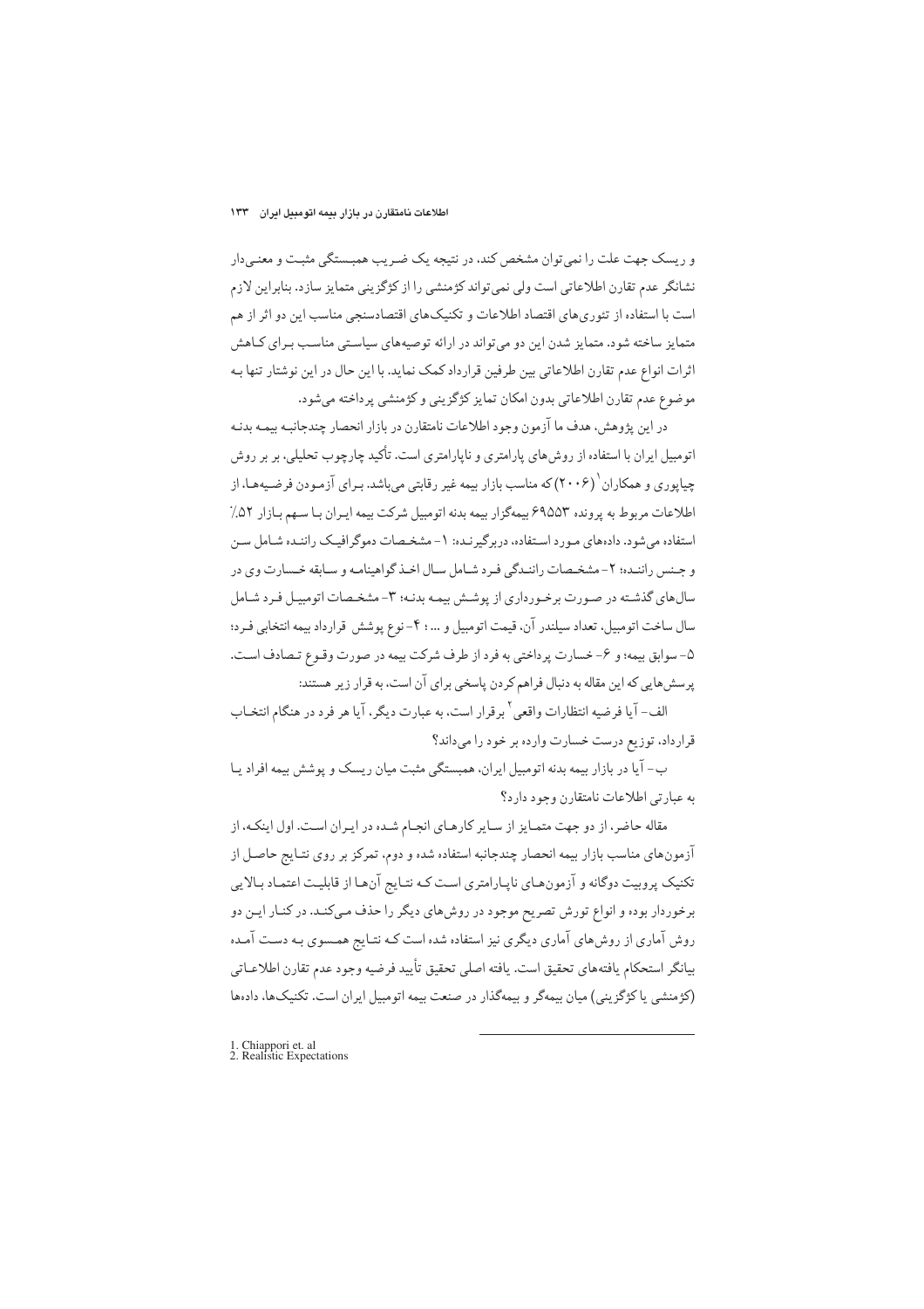و ریسک جهت علت را نمی‌توان مشخص کند، در نتیجه یک ضریب همبستگی مثبت و معنی‌دار نشانگر عدم تقارن اطلاعاتی است ولی نمی‌تواند کژمنشی را از کژگزینی متمایز سازد. بنابراین لازم است با استفاده از تئوری‌های اقتصاد اطلاعات و تکنیک‌های اقتصادسنجی مناسب این دو اثر از هم متمایز ساخته شود. متمایز شدن این دو می‌تواند در ارائه توصیه‌های سیاستی مناسب برای کاهش اثرات انواع عدم تقارن اطلاعاتی بین طرفین قرارداد کمک نماید. با این حال در این نوشتار تنها به موضوع عدم تقارن اطلاعاتی بدون امکان تمایز کژگزینی و کژمنشی پرداخته می‌شود.

در این پژوهش، هدف ما آزمون وجود اطلاعات نامتقارن در بازار انحصار چندجانبه بیمه بدنه اتومبیل ایران با استفاده از روش‌های پارامتری و ناپارامتری است. تأکید چارچوب تحلیلی، بر بر روش چیاپوری و همکاران[1] (۲۰۰۶) که مناسب بازار بیمه غیر رقابتی می‌باشد. برای آزمودن فرضیه‌ها، از اطلاعات مربوط به پرونده ۶۹۵۵۳ بیمه‌گزار بیمه بدنه اتومبیل شرکت بیمه ایران با سهم بازار ۵۲٪ استفاده می‌شود. داده‌های مورد استفاده، دربرگیرنده: ۱- مشخصات دموگرافیک راننده شامل سن و جنس راننده؛ ۲- مشخصات رانندگی فرد شامل سال اخذ گواهینامه و سابقه خسارت وی در سال‌های گذشته در صورت برخورداری از پوشش بیمه بدنه؛ ۳- مشخصات اتومبیل فرد شامل سال ساخت اتومبیل، تعداد سیلندر آن، قیمت اتومبیل و ... ؛ ۴- نوع پوشش قرارداد بیمه انتخابی فرد؛ ۵- سوابق بیمه؛ و ۶- خسارت پرداختی به فرد از طرف شرکت بیمه در صورت وقوع تصادف است. پرسش‌هایی که این مقاله به دنبال فراهم کردن پاسخی برای آن است، به قرار زیر هستند:

الف- آیا فرضیه انتظارات واقعی[2] برقرار است، به عبارت دیگر، آیا هر فرد در هنگام انتخاب قرارداد، توزیع درست خسارت وارده بر خود را می‌داند؟

ب- آیا در بازار بیمه بدنه اتومبیل ایران، همبستگی مثبت میان ریسک و پوشش بیمه افراد یا به عبارتی اطلاعات نامتقارن وجود دارد؟

مقاله حاضر، از دو جهت متمایز از سایر کارهای انجام شده در ایران است. اول اینکه، از آزمون‌های مناسب بازار بیمه انحصار چندجانبه استفاده شده و دوم، تمرکز بر روی نتایج حاصل از تکنیک پروبیت دوگانه و آزمون‌های ناپارامتری است که نتایج آن‌ها از قابلیت اعتماد بالایی برخوردار بوده و انواع تورش تصریح موجود در روش‌های دیگر را حذف می‌کند. در کنار این دو روش آماری از روش‌های آماری دیگری نیز استفاده شده است که نتایج همسوی به دست آمده بیانگر استحکام یافته‌های تحقیق است. یافته اصلی تحقیق تأیید فرضیه وجود عدم تقارن اطلاعاتی (کژمنشی یا کژگزینی) میان بیمه‌گر و بیمه‌گذار در صنعت بیمه اتومبیل ایران است. تکنیک‌ها، داده‌ها

---

1. Chiappori et. al
2. Realistic Expectations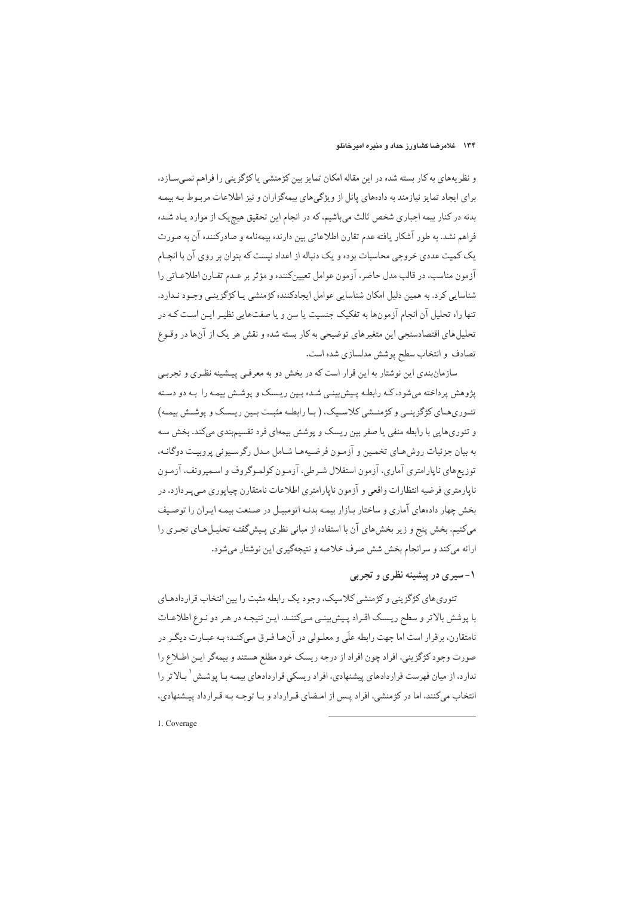و نظریه‌های به کار بسته شده در این مقاله امکان تمایز بین کژمنشی یا کژگزینی را فراهم نمی‌سازد، برای ایجاد تمایز نیازمند به داده‌های پانل از ویژگی‌های بیمه‌گزاران و نیز اطلاعات مربوط به بیمه بدنه در کنار بیمه اجباری شخص ثالث می‌باشیم، که در انجام این تحقیق هیچ‌یک از موارد یاد شده فراهم نشد. به طور آشکار یافته عدم تقارن اطلاعاتی بین دارنده بیمه‌نامه و صادرکننده آن به صورت یک کمیت عددی خروجی محاسبات بوده و یک دنباله از اعداد نیست که بتوان بر روی آن با انجام آزمون مناسب، در قالب مدل حاضر، آزمون عوامل تعیین‌کننده و مؤثر بر عدم تقارن اطلاعاتی را شناسایی کرد. به همین دلیل امکان شناسایی عوامل ایجادکننده کژمنشی یا کژگزینی وجود ندارد. تنها راه تحلیل آن انجام آزمون‌ها به تفکیک جنسیت یا سن و یا صفت‌هایی نظیر این است که در تحلیل‌های اقتصادسنجی این متغیرهای توضیحی به کار بسته شده و نقش هر یک از آن‌ها در وقوع تصادف و انتخاب سطح پوشش مدلسازی شده است.

سازمان‌بندی این نوشتار به این قرار است که در بخش دو به معرفی پیشینه نظری و تجربی پژوهش پرداخته می‌شود، که رابطه پیش‌بینی شده بین ریسک و پوشش بیمه را به دو دسته تئوری‌های کژگزینی و کژمنشی کلاسیک، (با رابطه مثبت بین ریسک و پوشش بیمه) و تئوری‌هایی با رابطه منفی یا صفر بین ریسک و پوشش بیمه‌ای فرد تقسیم‌بندی می‌کند. بخش سه به بیان جزئیات روش‌های تخمین و آزمون فرضیه‌ها شامل مدل رگرسیونی پروبیت دوگانه، توزیع‌های ناپارامتری آماری، آزمون استقلال شرطی، آزمون کولموگروف و اسمیرونف، آزمون ناپارامتری فرضیه انتظارات واقعی و آزمون ناپارامتری اطلاعات نامتقارن چیاپوری می‌پردازد. در بخش چهار داده‌های آماری و ساختار بازار بیمه بدنه اتومبیل در صنعت بیمه ایران را توصیف می‌کنیم. بخش پنج و زیر بخش‌های آن با استفاده از مبانی نظری پیش‌گفته تحلیل‌های تجربی را ارائه می‌کند و سرانجام بخش شش صرف خلاصه و نتیجه‌گیری این نوشتار می‌شود.

## ۱- سیری در پیشینه نظری و تجربی

تئوری‌های کژگزینی و کژمنشی کلاسیک، وجود یک رابطه مثبت را بین انتخاب قراردادهای با پوشش بالاتر و سطح ریسک افراد پیش‌بینی می‌کنند. این نتیجه در هر دو نوع اطلاعات نامتقارن، برقرار است اما جهت رابطه علّی و معلولی در آن‌ها فرق می‌کند؛ به عبارت دیگر در صورت وجود کژگزینی، افراد چون افراد از درجه ریسک خود مطلع هستند و بیمه‌گر این اطلاع را ندارد، از میان فهرست قراردادهای پیشنهادی، افراد ریسکی قراردادهای بیمه با پوشش[1] بالاتر را انتخاب می‌کنند، اما در کژمنشی، افراد پس از امضای قرارداد و با توجه به قرارداد پیشنهادی،

---

1. Coverage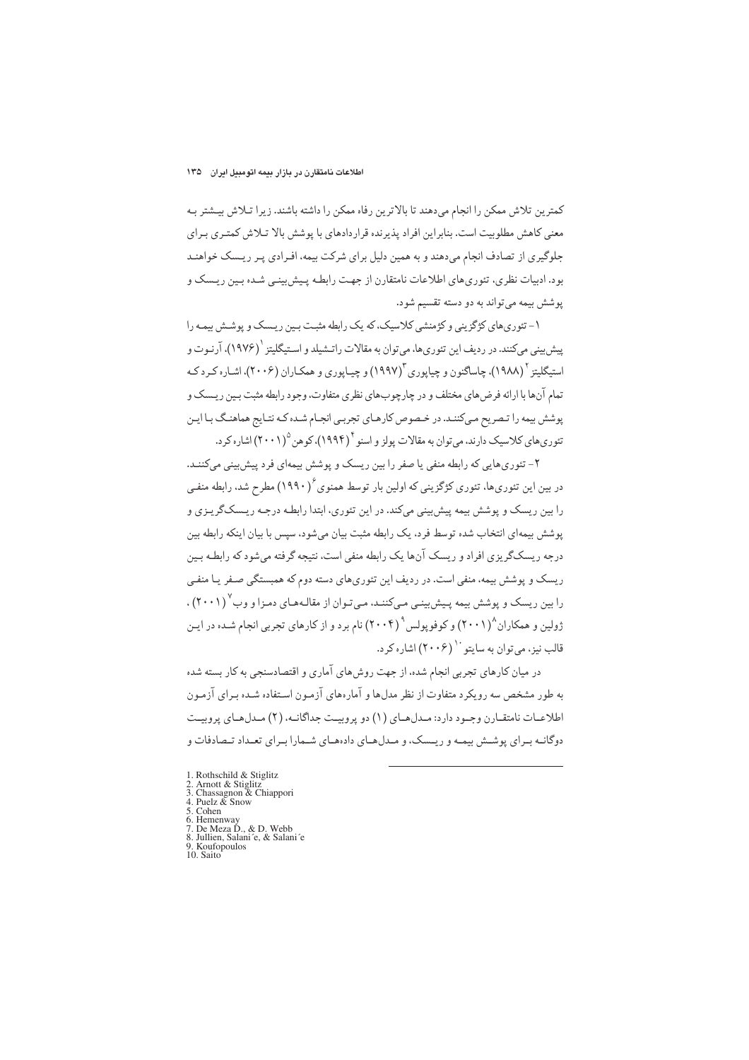کمترین تلاش ممکن را انجام می‌دهند تا بالاترین رفاه ممکن را داشته باشند. زیرا تلاش بیشتر به معنی کاهش مطلوبیت است. بنابراین افراد پذیرنده قراردادهای با پوشش بالا تلاش کمتری برای جلوگیری از تصادف انجام می‌دهند و به همین دلیل برای شرکت بیمه، افرادی پر ریسک خواهند بود. ادبیات نظری، تئوری‌های اطلاعات نامتقارن از جهت رابطه پیش‌بینی شده بین ریسک و پوشش بیمه می‌تواند به دو دسته تقسیم شود.

۱- تئوری‌های کژگزینی و کژمنشی کلاسیک، که یک رابطه مثبت بین ریسک و پوشش بیمه را پیش‌بینی می‌کنند. در ردیف این تئوری‌ها، می‌توان به مقالات راتشیلد و استیگلیتز[1] (۱۹۷۶)، آرنوت و استیگلیتز[2] (۱۹۸۸)، چاساگنون و چیاپوری[3] (۱۹۹۷) و چیاپوری و همکاران (۲۰۰۶)، اشاره کرد که تمام آن‌ها با ارائه فرض‌های مختلف و در چارچوب‌های نظری متفاوت، وجود رابطه مثبت بین ریسک و پوشش بیمه را تصریح می‌کنند. در خصوص کارهای تجربی انجام شده که نتایج هماهنگ با این تئوری‌های کلاسیک دارند، می‌توان به مقالات پولز و اسنو[4] (۱۹۹۴)، کوهن[5] (۲۰۰۱) اشاره کرد.

۲- تئوری‌هایی که رابطه منفی یا صفر را بین ریسک و پوشش بیمه‌ای فرد پیش‌بینی می‌کنند. در بین این تئوری‌ها، تئوری کژگزینی که اولین بار توسط همنوی[6] (۱۹۹۰) مطرح شد، رابطه منفی را بین ریسک و پوشش بیمه پیش‌بینی می‌کند. در این تئوری، ابتدا رابطه درجه ریسک‌گریزی و پوشش بیمه‌ای انتخاب شده توسط فرد، یک رابطه مثبت بیان می‌شود، سپس با بیان اینکه رابطه بین درجه ریسک‌گریزی افراد و ریسک آن‌ها یک رابطه منفی است، نتیجه گرفته می‌شود که رابطه بین ریسک و پوشش بیمه، منفی است. در ردیف این تئوری‌های دسته دوم که همبستگی صفر یا منفی را بین ریسک و پوشش بیمه پیش‌بینی می‌کنند، می‌توان از مقاله‌های دمزا و وب[7] (۲۰۰۱)، ژولین و همکاران[8] (۲۰۰۱) و کوفوپولس[9] (۲۰۰۴) نام برد و از کارهای تجربی انجام شده در این قالب نیز، می‌توان به سایتو[10] (۲۰۰۶) اشاره کرد.

در میان کارهای تجربی انجام شده، از جهت روش‌های آماری و اقتصادسنجی به کار بسته شده به طور مشخص سه رویکرد متفاوت از نظر مدل‌ها و آماره‌های آزمون استفاده شده برای آزمون اطلاعات نامتقارن وجود دارد: مدل‌های (۱) دو پروبیت جداگانه، (۲) مدل‌های پروبیت دوگانه برای پوشش بیمه و ریسک، و مدل‌های داده‌های شمارا برای تعداد تصادفات و

---

1. Rothschild & Stiglitz
2. Arnott & Stiglitz
3. Chassagnon & Chiappori
4. Puelz & Snow
5. Cohen
6. Hemenway
7. De Meza D., & D. Webb
8. Jullien, Salani´e, & Salani´e
9. Koufopoulos
10. Saito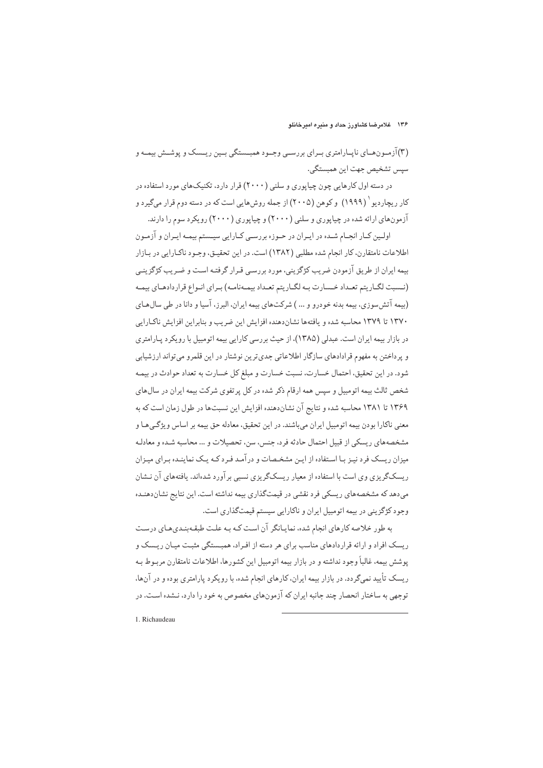(۳)آزمون‌های ناپارامتری برای بررسی وجود همبستگی بین ریسک و پوشش بیمه و سپس تشخیص جهت این همبستگی.

در دسته اول کارهایی چون چیاپوری و سلنی (۲۰۰۰) قرار دارد، تکنیک‌های مورد استفاده در کار ریچاردیو[1] (۱۹۹۹) و کوهن (۲۰۰۵) از جمله روش‌هایی است که در دسته دوم قرار می‌گیرد و آزمون‌های ارائه شده در چیاپوری و سلنی (۲۰۰۰) و چیاپوری (۲۰۰۰) رویکرد سوم را دارند.

اولین کار انجام شده در ایران در حوزه بررسی کارایی سیستم بیمه ایران و آزمون اطلاعات نامتقارن، کار انجام شده مطلبی (۱۳۸۲) است. در این تحقیق، وجود ناکارایی در بازار بیمه ایران از طریق آزمودن ضریب کژگزینی، مورد بررسی قرار گرفته است و ضریب کژگزینی (نسبت لگاریتم تعداد خسارت به لگاریتم تعداد بیمه‌نامه) برای انواع قراردادهای بیمه (بیمه آتش‌سوزی، بیمه بدنه خودرو و ... ) شرکت‌های بیمه ایران، البرز، آسیا و دانا در طی سال‌های ۱۳۷۰ تا ۱۳۷۹ محاسبه شده و یافته‌ها نشان‌دهنده افزایش این ضریب و بنابراین افزایش ناکارایی در بازار بیمه ایران است. عبدلی (۱۳۸۵)، از حیث بررسی کارایی بیمه اتومبیل با رویکرد پارامتری و پرداختن به مفهوم قرادادهای سازگار اطلاعاتی جدی‌ترین نوشتار در این قلمرو می‌تواند ارزشیابی شود. در این تحقیق، احتمال خسارت، نسبت خسارت و مبلغ کل خسارت به تعداد حوادث در بیمه شخص ثالث بیمه اتومبیل و سپس همه ارقام ذکر شده در کل پرتفوی شرکت بیمه ایران در سال‌های ۱۳۶۹ تا ۱۳۸۱ محاسبه شده و نتایج آن نشان‌دهنده افزایش این نسبت‌ها در طول زمان است که به معنی ناکارا بودن بیمه اتومبیل ایران می‌باشند. در این تحقیق، معادله حق بیمه بر اساس ویژگی‌ها و مشخصه‌های ریسکی از قبیل احتمال حادثه فرد، جنس، سن، تحصیلات و ... محاسبه شده و معادله میزان ریسک فرد نیز با استفاده از این مشخصات و درآمد فرد که یک نماینده برای میزان ریسک‌گریزی وی است با استفاده از معیار ریسک‌گریزی نسبی برآورد شده‌اند. یافته‌های آن نشان می‌دهد که مشخصه‌های ریسکی فرد نقشی در قیمت‌گذاری بیمه نداشته است. این نتایج نشان‌دهنده وجود کژگزینی در بیمه اتومبیل ایران و ناکارایی سیستم قیمت‌گذاری است.

به طور خلاصه کارهای انجام شده، نمایانگر آن است که به علت طبقه‌بندی‌های درست ریسک افراد و ارائه قراردادهای مناسب برای هر دسته از افراد، همبستگی مثبت میان ریسک و پوشش بیمه، غالباً وجود نداشته و در بازار بیمه اتومبیل این کشورها، اطلاعات نامتقارن مربوط به ریسک تأیید نمی‌گردد. در بازار بیمه ایران، کارهای انجام شده، با رویکرد پارامتری بوده و در آن‌ها، توجهی به ساختار انحصار چند جانبه ایران که آزمون‌های مخصوص به خود را دارد، نشده است. در

---

1. Richaudeau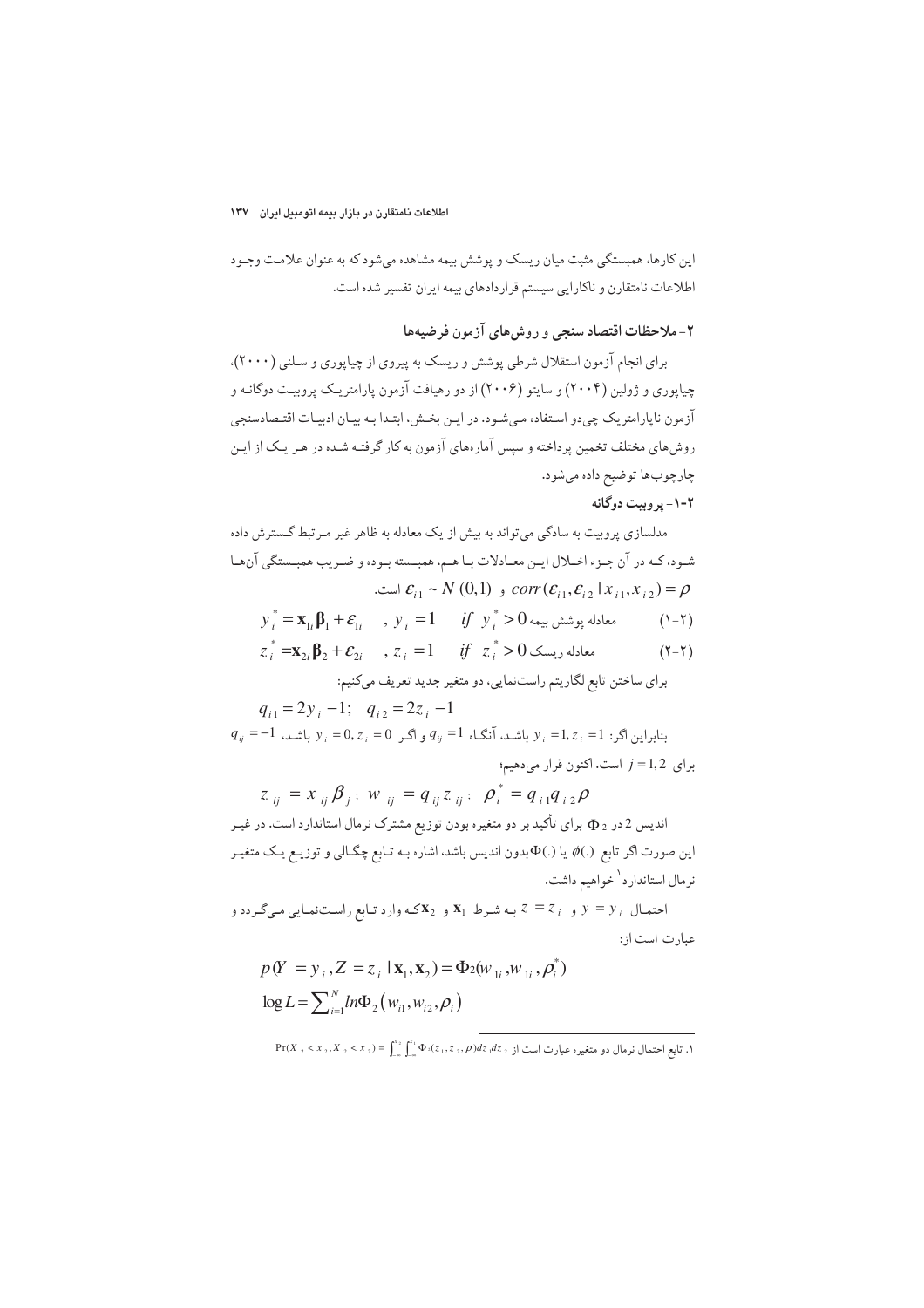این کارها، همبستگی مثبت میان ریسک و پوشش بیمه مشاهده می‌شود که به عنوان علامت وجود اطلاعات نامتقارن و ناکارایی سیستم قراردادهای بیمه ایران تفسیر شده است.

## ۲- ملاحظات اقتصاد سنجی و روش‌های آزمون فرضیه‌ها

برای انجام آزمون استقلال شرطی پوشش و ریسک به پیروی از چیاپوری و سلنی (۲۰۰۰)، چیاپوری و ژولین (۲۰۰۴) و سایتو (۲۰۰۶) از دو رهیافت آزمون پارامتریک پروبیت دوگانه و آزمون ناپارامتریک چی‌دو استفاده می‌شود. در این بخش، ابتدا به بیان ادبیات اقتصادسنجی روش‌های مختلف تخمین پرداخته و سپس آماره‌های آزمون به کار گرفته شده در هر یک از این چارچوب‌ها توضیح داده می‌شود.

### ۲-۱- پروبیت دوگانه

مدلسازی پروبیت به سادگی می‌تواند به بیش از یک معادله به ظاهر غیر مرتبط گسترش داده شود، که در آن جزء اخلال این معادلات با هم، همبسته بوده و ضریب همبستگی آن‌ها $corr(\varepsilon_{i1},\varepsilon_{i2} \mid x_{i1},x_{i2})=\rho$ و $\varepsilon_{i1} \sim N(0,1)$ است.

$$y_i^* = \mathbf{x}_{1i}\boldsymbol{\beta}_1 + \varepsilon_{1i} \quad , y_i = 1 \quad if \;\; y_i^* > 0 \qquad \text{معادله پوشش بیمه} \qquad (۱-۲)$$

$$z_i^* = \mathbf{x}_{2i}\boldsymbol{\beta}_2 + \varepsilon_{2i} \quad , z_i = 1 \quad if \;\; z_i^* > 0 \qquad \text{معادله ریسک} \qquad (۲-۲)$$

برای ساختن تابع لگاریتم راست‌نمایی، دو متغیر جدید تعریف می‌کنیم:

$$q_{i1} = 2y_i - 1; \quad q_{i2} = 2z_i - 1$$

بنابراین اگر: $y_i = 1, z_i = 1$ باشد، آنگاه $q_{ij} = 1$ و اگر $y_i = 0, z_i = 0$ باشد، $q_{ij} = -1$ برای $j = 1,2$ است. اکنون قرار می‌دهیم؛

$$z_{ij} = x_{ij}\beta_j \; ; \; w_{ij} = q_{ij} z_{ij} \; ; \; \rho_i^* = q_{i1} q_{i2} \rho$$

اندیس 2 در $\Phi_2$ برای تأکید بر دو متغیره بودن توزیع مشترک نرمال استاندارد است. در غیر این صورت اگر تابع $\phi(.)$ یا $\Phi(.)$ بدون اندیس باشد، اشاره به تابع چگالی و توزیع یک متغیر نرمال استاندارد[۱] خواهیم داشت.

احتمال $y = y_i$ و $z = z_i$ به شرط $\mathbf{x}_1$ و $\mathbf{x}_2$ که وارد تابع راست‌نمایی می‌گردد و عبارت است از:

$$p(Y = y_i, Z = z_i \mid \mathbf{x}_1, \mathbf{x}_2) = \Phi_2(w_{1i}, w_{1i}, \rho_i^*)$$

$$\log L = \sum_{i=1}^{N} ln\Phi_2\left(w_{i1}, w_{i2}, \rho_i\right)$$

---

۱. تابع احتمال نرمال دو متغیره عبارت است از $\Pr(X_2 < x_2, X_2 < x_2) = \int_{-\infty}^{x_2}\int_{-\infty}^{x_1} \Phi_2(z_1, z_2, \rho) dz_1 dz_2$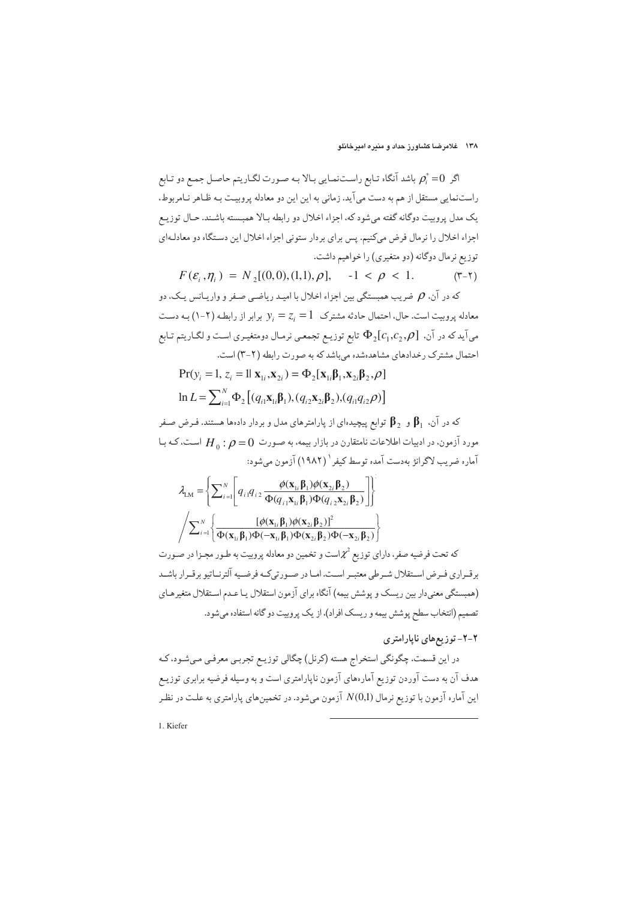اگر $\rho_i^* = 0$ باشد آنگاه تابع راست‌نمایی بالا به صورت لگاریتم حاصل جمع دو تابع راست‌نمایی مستقل از هم به دست می‌آید. زمانی به این این دو معادله پروبیت به ظاهر نامربوط، یک مدل پروبیت دوگانه گفته می‌شود که، اجزاء اخلال دو رابطه بالا همبسته باشند. حال توزیع اجزاء اخلال را نرمال فرض می‌کنیم. پس برای بردار ستونی اجزاء اخلال این دستگاه دو معادله‌ای توزیع نرمال دوگانه (دو متغیری) را خواهیم داشت.

$$F(\varepsilon_i, \eta_i) = N_2[(0,0),(1,1),\rho], \quad -1 < \rho < 1. \qquad (۲-۳)$$

که در آن، $\rho$ ضریب همبستگی بین اجزاء اخلال با امید ریاضی صفر و واریانس یک، دو معادله پروبیت است. حال، احتمال حادثه مشترک $y_i = z_i = 1$ برابر از رابطه (۲-۱) به دست می‌آید که در آن، $\Phi_2[c_1, c_2, \rho]$ تابع توزیع تجمعی نرمال دومتغیری است و لگاریتم تابع احتمال مشترک رخدادهای مشاهده‌شده می‌باشد که به صورت رابطه (۲-۳) است.

$$\Pr(y_i = 1, z_i = 1 | \mathbf{x}_{1i}, \mathbf{x}_{2i}) = \Phi_2[\mathbf{x}_{1i}\boldsymbol{\beta}_1, \mathbf{x}_{2i}\boldsymbol{\beta}_2, \rho]$$

$$\ln L = \sum_{i=1}^{N} \Phi_2\left[(q_{i1}\mathbf{x}_{1i}\boldsymbol{\beta}_1), (q_{i2}\mathbf{x}_{2i}\boldsymbol{\beta}_2), (q_{i1}q_{i2}\rho)\right]$$

که در آن، $\boldsymbol{\beta}_1$ و $\boldsymbol{\beta}_2$ توابع پیچیده‌ای از پارامترهای مدل و بردار داده‌ها هستند. فرض صفر مورد آزمون، در ادبیات اطلاعات نامتقارن در بازار بیمه، به صورت $H_0 : \rho = 0$ است، که با آماره ضریب لاگرانژ به‌دست آمده توسط کیفر[1] (۱۹۸۲) آزمون می‌شود:

$$\lambda_{\text{LM}} = \left\{ \sum_{i=1}^{N} \left[ q_{i1} q_{i2} \frac{\phi(\mathbf{x}_{1i}\boldsymbol{\beta}_1)\phi(\mathbf{x}_{2i}\boldsymbol{\beta}_2)}{\Phi(q_{i1}\mathbf{x}_{1i}\boldsymbol{\beta}_1)\Phi(q_{i2}\mathbf{x}_{2i}\boldsymbol{\beta}_2)} \right] \right\} \Bigg/ \sum_{i=1}^{N} \left\{ \frac{[\phi(\mathbf{x}_{1i}\boldsymbol{\beta}_1)\phi(\mathbf{x}_{2i}\boldsymbol{\beta}_2)]^2}{\Phi(\mathbf{x}_{1i}\boldsymbol{\beta}_1)\Phi(-\mathbf{x}_{1i}\boldsymbol{\beta}_1)\Phi(\mathbf{x}_{2i}\boldsymbol{\beta}_2)\Phi(-\mathbf{x}_{2i}\boldsymbol{\beta}_2)} \right\}$$

که تحت فرضیه صفر، دارای توزیع $\chi^2$ است و تخمین دو معادله پروبیت به طور مجزا در صورت برقراری فرض استقلال شرطی معتبر است. اما در صورتی‌که فرضیه آلترناتیو برقرار باشد (همبستگی معنی‌دار بین ریسک و پوشش بیمه) آنگاه برای آزمون استقلال یا عدم استقلال متغیرهای تصمیم (انتخاب سطح پوشش بیمه و ریسک افراد)، از یک پروبیت دو گانه استفاده می‌شود.

### ۲-۲- توزیع‌های ناپارامتری

در این قسمت، چگونگی استخراج هسته (کرنل) چگالی توزیع تجربی معرفی می‌شود، که هدف آن به دست آوردن توزیع آماره‌های آزمون ناپارامتری است و به وسیله فرضیه برابری توزیع این آماره آزمون با توزیع نرمال $N(0,1)$ آزمون می‌شود. در تخمین‌های پارامتری به علت در نظر

---

1. Kiefer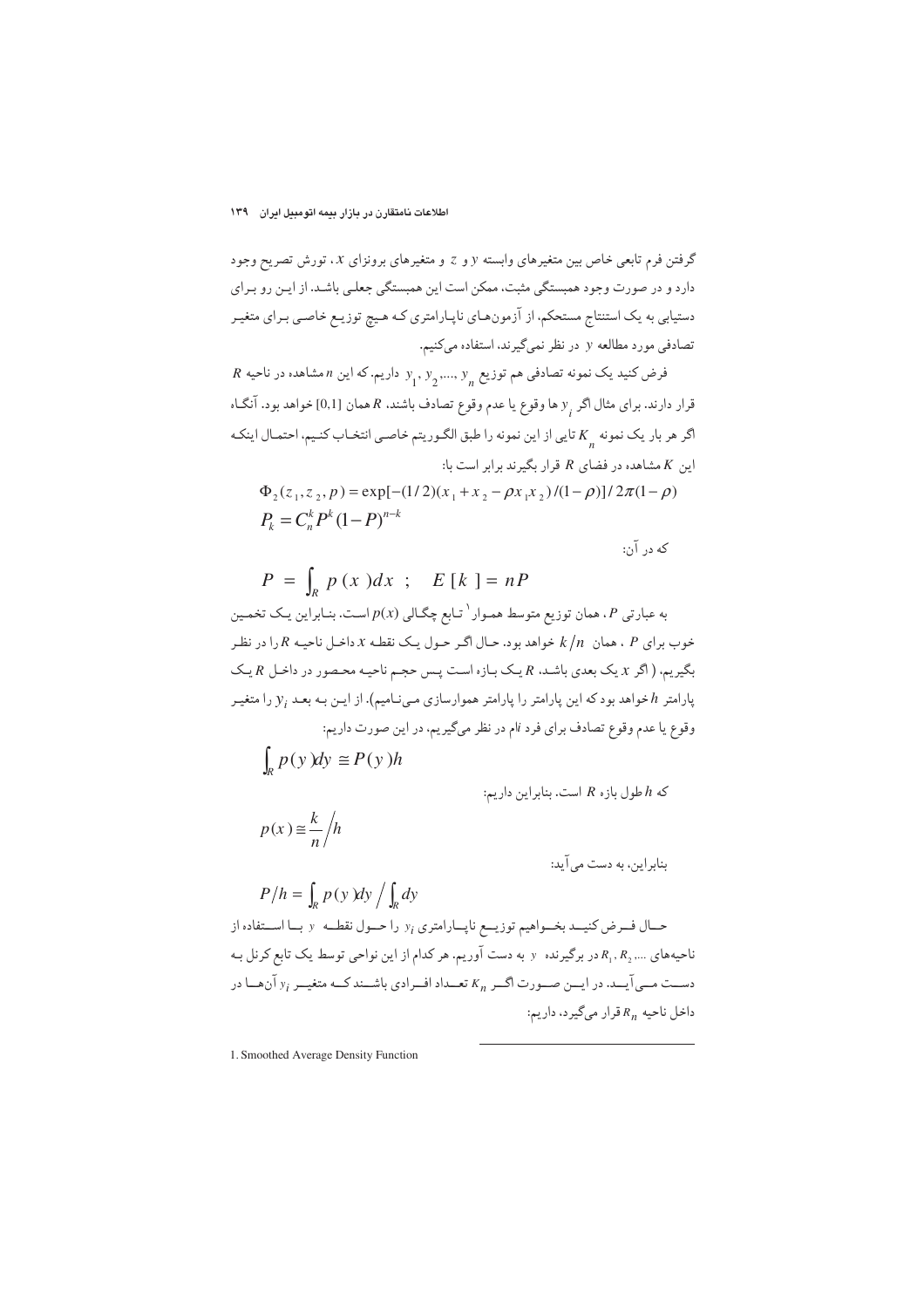گرفتن فرم تابعی خاص بین متغیرهای وابسته $y$ و $z$ و متغیرهای برونزای $x$، تورش تصریح وجود دارد و در صورت وجود همبستگی مثبت، ممکن است این همبستگی جعلی باشد. از این رو برای دستیابی به یک استنتاج مستحکم، از آزمون‌های ناپارامتری که هیچ توزیع خاصی برای متغیر تصادفی مورد مطالعه $y$ در نظر نمی‌گیرند، استفاده می‌کنیم.

فرض کنید یک نمونه تصادفی هم توزیع $y_1, y_2, ..., y_n$ داریم. که این $n$ مشاهده در ناحیه $R$ قرار دارند. برای مثال اگر $y_i$ ها وقوع یا عدم وقوع تصادف باشند، $R$ همان $[0,1]$ خواهد بود. آنگاه اگر هر بار یک نمونه $K_n$ تایی از این نمونه را طبق الگوریتم خاصی انتخاب کنیم، احتمال اینکه این $K$ مشاهده در فضای $R$ قرار بگیرند برابر است با:

$$\Phi_2(z_1, z_2, p) = \exp[-(1/2)(x_1 + x_2 - \rho x_1 x_2)/(1-\rho)]/2\pi(1-\rho)$$

$$P_k = C_n^k P^k (1-P)^{n-k}$$

که در آن:

$$P = \int_R p(x)dx \quad ; \quad E[k] = nP$$

به عبارتی $P$، همان توزیع متوسط هموار[1] تابع چگالی $p(x)$ است. بنابراین یک تخمین خوب برای $P$، همان $k/n$ خواهد بود. حال اگر حول یک نقطه $x$ داخل ناحیه $R$ را در نظر بگیریم، (اگر $x$ یک بعدی باشد، $R$ یک بازه است پس حجم ناحیه محصور در داخل $R$ یک پارامتر $h$ خواهد بود که این پارامتر را پارامتر هموارسازی می‌نامیم). از این به بعد $y_i$ را متغیر وقوع یا عدم وقوع تصادف برای فرد $i$ام در نظر می‌گیریم، در این صورت داریم:

$$\int_R p(y)dy \cong P(y)h$$

که $h$ طول بازه $R$ است. بنابراین داریم:

$$p(x) \cong \frac{k}{n} \Big/ h$$

بنابراین، به دست می‌آید:

$$P/h = \int_R p(y)dy \Big/ \int_R dy$$

حال فرض کنید بخواهیم توزیع ناپارامتری $y_i$ را حول نقطه $y$ با استفاده از ناحیه‌های $R_1, R_2, ...$ در برگیرنده $y$ به دست آوریم. هر کدام از این نواحی توسط یک تابع کرنل به دست می‌آید. در این صورت اگر $K_n$ تعداد افرادی باشند که متغیر $y_i$ آن‌ها در داخل ناحیه $R_n$ قرار می‌گیرد، داریم:

---

1. Smoothed Average Density Function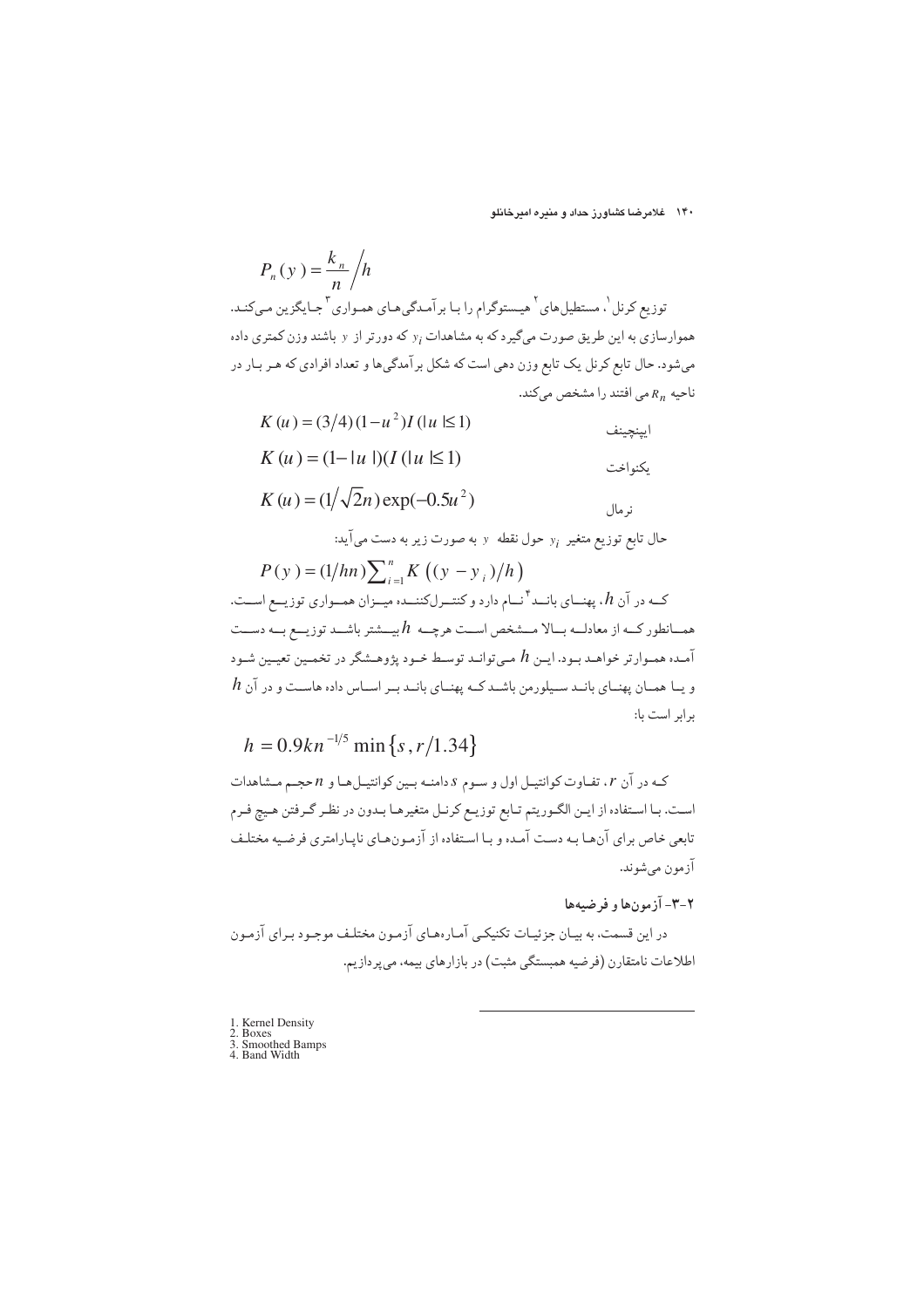$$P_n(y) = \frac{k_n}{n} \Big/ h$$

توزیع کرنل[1]، مستطیل‌های[2] هیستوگرام را با برآمدگی‌های همواری[3] جایگزین می‌کند. هموارسازی به این طریق صورت می‌گیرد که به مشاهدات $y_i$ که دورتر از $y$ باشند وزن کمتری داده می‌شود. حال تابع کرنل یک تابع وزن دهی است که شکل برآمدگی‌ها و تعداد افرادی که هر بار در ناحیه $R_n$ می افتند را مشخص می‌کند.

اپینچینف
$$K(u) = (3/4)(1-u^2)I(|u| \leq 1)$$

یکنواخت
$$K(u) = (1-|u|)(I(|u| \leq 1)$$

نرمال
$$K(u) = (1/\sqrt{2}n)\exp(-0.5u^2)$$

حال تابع توزیع متغیر $y_i$ حول نقطه $y$ به صورت زیر به دست می‌آید:

$$P(y) = (1/hn)\sum_{i=1}^{n} K\left((y - y_i)/h\right)$$

که در آن $h$، پهنای باند[4] نام دارد و کنترل‌کننده میزان همواری توزیع است. همانطور که از معادله بالا مشخص است هرچه $h$ بیشتر باشد توزیع به دست آمده هموارتر خواهد بود. این $h$ می‌تواند توسط خود پژوهشگر در تخمین تعیین شود و یا همان پهنای باند سیلورمن باشد که پهنای باند بر اساس داده هاست و در آن $h$ برابر است با:

$$h = 0.9kn^{-1/5}\min\{s, r/1.34\}$$

که در آن $r$، تفاوت کوانتیل اول و سوم $s$ دامنه بین کوانتیل‌ها و $n$ حجم مشاهدات است. با استفاده از این الگوریتم تابع توزیع کرنل متغیرها بدون در نظر گرفتن هیچ فرم تابعی خاص برای آن‌ها به دست آمده و با استفاده از آزمون‌های ناپارامتری فرضیه مختلف آزمون می‌شوند.

### ۲-۳- آزمون‌ها و فرضیه‌ها

در این قسمت، به بیان جزئیات تکنیکی آماره‌های آزمون مختلف موجود برای آزمون اطلاعات نامتقارن (فرضیه همبستگی مثبت) در بازارهای بیمه، می‌پردازیم.

---

1. Kernel Density
2. Boxes
3. Smoothed Bamps
4. Band Width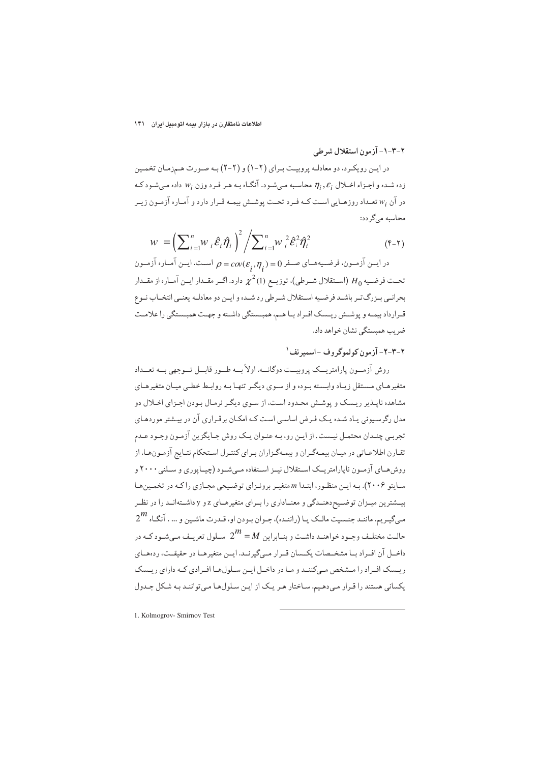### ۲-۳-۱- آزمون استقلال شرطی

در ایـن رویکـرد، دو معادلـه پروبیـت بـرای (۲-۱) و (۲-۲) بـه صـورت هـم‌زمـان تخمـین زده شـده و اجـزاء اخـلال $\eta_i , \varepsilon_i$ محاسبه مـی‌شـود. آنگـاه بـه هـر فـرد وزن $w_i$ داده مـی‌شـود کـه در آن $w_i$ تعـداد روزهـایی اسـت کـه فـرد تحـت پوشـش بیمـه قـرار دارد و آمـاره آزمـون زیـر محاسبه می‌گردد:

$$W = \left(\sum_{i=1}^{n} w_i \hat{\varepsilon}_i \hat{\eta}_i\right)^2 \Big/ \sum_{i=1}^{n} w_i^2 \hat{\varepsilon}_i^2 \hat{\eta}_i^2 \qquad (۲-۴)$$

در ایـن آزمـون، فرضـیه‌هـای صـفر $\rho = cov(\varepsilon_i , \eta_i) = 0$ اسـت. ایـن آمـاره آزمـون تحـت فرضـیه $H_0$ (اسـتقلال شـرطی)، توزیـع $\chi^2(1)$ دارد. اگـر مقـدار ایـن آمـاره از مقـدار بحرانـی بـزرگ‌تـر باشـد فرضـیه اسـتقلال شـرطی رد شـده و ایـن دو معادلـه یعنـی انتخـاب نـوع قـرارداد بیمـه و پوشـش ریـسک افـراد بـا هـم، همبـستگی داشـته و جهـت همبـستگی را علامـت ضریب همبستگی نشان خواهد داد.

### ۲-۳-۲- آزمون کولموگروف - اسمیرنف[1]

روش آزمــون پارامتریــک پروبیــت دوگانــه، اولاً بــه طــور قابــل تــوجهی بــه تعــداد متغیرهـای مـستقل زیـاد وابـسته بـوده و از سـوی دیگـر تنهـا بـه روابـط خطـی میـان متغیرهـای مشاهده ناپـذیر ریـسک و پوشـش محـدود اسـت، از سـوی دیگـر نرمـال بـودن اجـزای اخـلال دو مدل رگرسـیونی یـاد شـده یـک فـرض اساسـی اسـت کـه امکـان برقـراری آن در بیـشتر موردهـای تجربـی چنـدان محتمـل نیـست. از ایـن رو، بـه عنـوان یـک روش جـایگزین آزمـون وجـود عـدم تقـارن اطلاعـاتی در میـان بیمـه‌گـران و بیمـه‌گـزاران بـرای کنتـرل اسـتحکام نتـایج آزمـون‌هـا، از روش‌هـای آزمـون ناپارامتریـک اسـتقلال نیـز اسـتفاده مـی‌شـود (چیـاپوری و سـلنی ۲۰۰۰ و سـایتو ۲۰۰۶). بـه ایـن منظـور، ابتـدا $m$ متغیـر برونـزای توضـیحی مجـازی را کـه در تخمـین‌هـا بیـشترین میـزان توضـیح‌دهنـدگی و معنـاداری را بـرای متغیرهـای z و y داشـته‌انـد را در نظـر مـی‌گیـریم. ماننـد جنـسیت مالـک یـا (راننـده)، جـوان بـودن او، قـدرت ماشـین و ... . آنگـاه $2^m$ حالـت مختلـف وجـود خواهنـد داشـت و بنـابراین $M = 2^m$ سـلول تعریـف مـی‌شـود کـه در داخـل آن افـراد بـا مشخـصات یکـسان قـرار مـی‌گیرنـد. ایـن متغیرهـا در حقیقـت، رده‌هـای ریـسک افـراد را مـشخص مـی‌کننـد و مـا در داخـل ایـن سـلول‌هـا افـرادی کـه دارای ریـسک یکسانی هستند را قرار می‌دهیم. ساختار هـر یـک از ایـن سـلول‌هـا می‌تواننـد بـه شـکل جـدول

---

1. Kolmogrov- Smirnov Test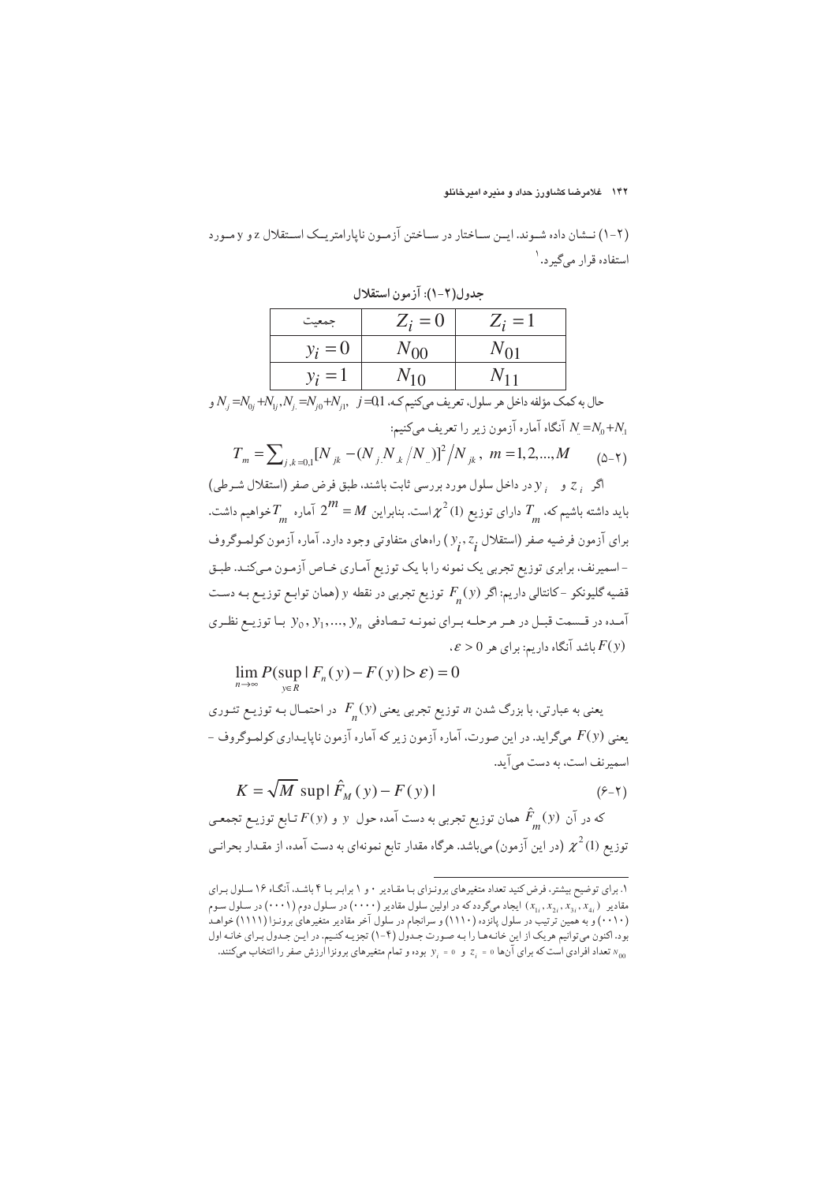(۲-۱) نـشان داده شـوند. ایـن سـاختار در سـاختن آزمـون ناپارامتریـک اسـتقلال z و y مـورد استفاده قرار می‌گیرد.[۱]

**جدول(۲-۱): آزمون استقلال**

| جمعیت | $Z_i = 0$ | $Z_i = 1$ |
|---|---|---|
| $y_i = 0$ | $N_{00}$ | $N_{01}$ |
| $y_i = 1$ | $N_{10}$ | $N_{11}$ |

حال به کمک مؤلفه داخل هر سلول، تعریف می‌کنیم که، $N_{.j} = N_{0j} + N_{1j}, N_{j.} = N_{j0} + N_{j1}, \ \ j = 0,1$ و $N_{..} = N_{0.} + N_{1.}$ آنگاه آماره آزمون زیر را تعریف می‌کنیم:

$$T_m = \sum_{j,k=0,1} [N_{jk} - (N_{j.} N_{.k} / N_{..})]^2 / N_{jk}, \ \ m = 1,2,...,M \qquad (۵-۲)$$

اگر $z_i$ و $y_i$ در داخل سلول مورد بررسی ثابت باشند، طبق فرض صفر (استقلال شـرطی) باید داشته باشیم که، $T_m$ دارای توزیع $\chi^2(1)$ است. بنابراین $2^m = M$ آماره $T_m$ خواهیم داشت. برای آزمون فرضیه صفر (استقلال $y_i, z_i$) راه‌های متفاوتی وجود دارد. آماره آزمون کولمـوگروف - اسمیرنف، برابری توزیع تجربی یک نمونه را با یک توزیع آمـاری خـاص آزمـون مـی‌کنـد. طبـق قضیه گلیونکو - کانتالی داریم: اگر $F_n(y)$ توزیع تجربی در نقطه $y$ (همان توابـع توزیـع بـه دسـت آمـده در قـسمت قبـل در هـر مرحلـه بـرای نمونـه تـصادفی $y_0, y_1, ..., y_n$ بـا توزیـع نظـری $F(y)$ باشد آنگاه داریم: برای هر $\varepsilon > 0$،

$$\lim_{n \to \infty} P(\sup_{y \in R} | F_n(y) - F(y) | > \varepsilon) = 0$$

یعنی به عبارتی، با بزرگ شدن $n$ توزیع تجربی یعنی $F_n(y)$ در احتمـال بـه توزیـع تئـوری یعنی $F(y)$ می‌گراید. در این صورت، آماره آزمون زیر که آماره آزمون ناپایـداری کولمـوگروف - اسمیرنف است، به دست می‌آید.

$$K = \sqrt{M} \ \sup | \hat{F}_M(y) - F(y) | \qquad (۶-۲)$$

که در آن $\hat{F}_m(y)$ همان توزیع تجربی به دست آمده حول $y$ و $F(y)$ تـابع توزیـع تجمعـی توزیع $\chi^2(1)$ (در این آزمون) می‌باشد. هرگاه مقدار تابع نمونه‌ای به دست آمده، از مقـدار بحرانـی

---

[۱] . برای توضیح بیشتر، فرض کنید تعداد متغیرهای برونـزای بـا مقـادیر ۰ و ۱ برابـر بـا ۴ باشـد، آنگـاه ۱۶ سـلول بـرای مقادیر $(x_{1i}, x_{2i}, x_{3i}, x_{4i})$ ایجاد می‌گردد که در اولین سلول مقادیر (۰۰۰۰) در سـلول دوم (۰۰۰۱) در سـلول سـوم (۰۰۱۰) و به همین ترتیب در سلول پانزده (۱۱۱۰) و سرانجام در سلول آخر مقادیر متغیرهای برونـزا (۱۱۱۱) خواهـد بود. اکنون می‌توانیم هریک از این خانه‌ها را بـه صـورت جـدول (۱-۴) تجزیـه کنیم. در ایـن جـدول بـرای خانـه اول $N_{00}$ تعداد افرادی است که برای آن‌ها $z_i = 0$ و $y_i = 0$ بوده، و تمام متغیرهای برونزا ارزش صفر را انتخاب می‌کنند.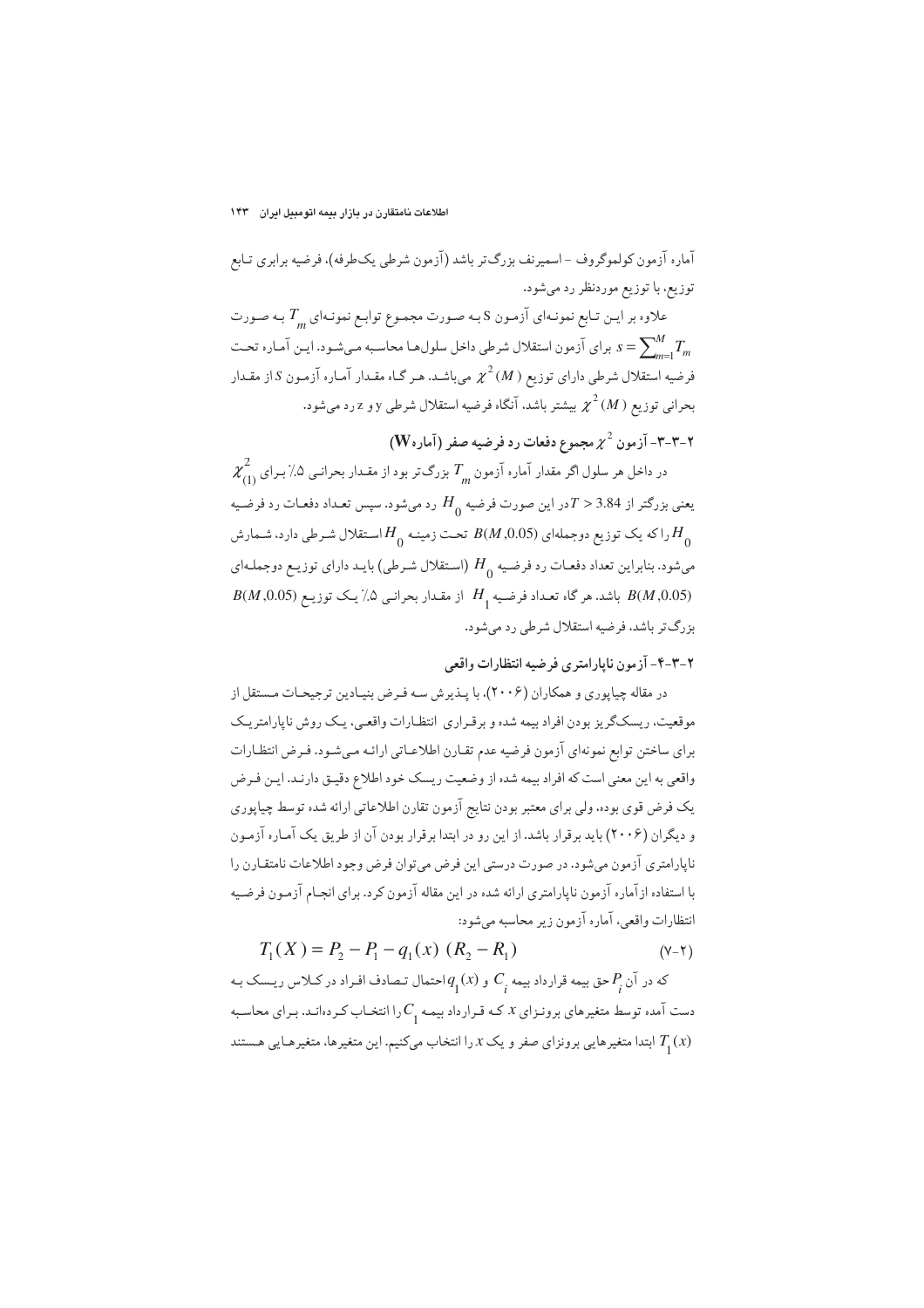آماره آزمون کولموگروف - اسمیرنف بزرگ‌تر باشد (آزمون شرطی یک‌طرفه)، فرضیه برابری تابع توزیع، با توزیع موردنظر رد می‌شود.

علاوه بر این تابع نمونه‌ای آزمون S به صورت مجموع توابع نمونه‌ای $T_m$ به صورت $s = \sum_{m=1}^{M} T_m$ برای آزمون استقلال شرطی داخل سلول‌ها محاسبه می‌شود. این آماره تحت فرضیه استقلال شرطی دارای توزیع $\chi^2(M)$ می‌باشد. هر گاه مقدار آماره آزمون $S$ از مقدار بحرانی توزیع $\chi^2(M)$ بیشتر باشد، آنگاه فرضیه استقلال شرطی y و z رد می‌شود.

### ۲-۳-۳- آزمون $\chi^2$ مجموع دفعات رد فرضیه صفر (آماره W)

در داخل هر سلول اگر مقدار آماره آزمون $T_m$ بزرگ‌تر بود از مقدار بحرانی ۵٪ برای $\chi^2_{(1)}$ یعنی بزرگتر از $T > 3.84$ در این صورت فرضیه $H_0$ رد می‌شود. سپس تعداد دفعات رد فرضیه $H_0$ را که یک توزیع دوجمله‌ای $B(M,0.05)$ تحت زمینه $H_0$ استقلال شرطی دارد، شمارش می‌شود. بنابراین تعداد دفعات رد فرضیه $H_0$ (استقلال شرطی) باید دارای توزیع دوجمله‌ای $B(M,0.05)$ باشد. هر گاه تعداد فرضیه $H_1$ از مقدار بحرانی ۵٪ یک توزیع $B(M,0.05)$ بزرگ‌تر باشد، فرضیه استقلال شرطی رد می‌شود.

### ۲-۳-۴- آزمون ناپارامتری فرضیه انتظارات واقعی

در مقاله چیاپوری و همکاران (۲۰۰۶)، با پذیرش سه فرض بنیادین ترجیحات مستقل از موقعیت، ریسک‌گریز بودن افراد بیمه شده و برقراری انتظارات واقعی، یک روش ناپارامتریک برای ساختن توابع نمونه‌ای آزمون فرضیه عدم تقارن اطلاعاتی ارائه می‌شود. فرض انتظارات واقعی به این معنی است که افراد بیمه شده از وضعیت ریسک خود اطلاع دقیق دارند. این فرض یک فرض قوی بوده، ولی برای معتبر بودن نتایج آزمون تقارن اطلاعاتی ارائه شده توسط چیاپوری و دیگران (۲۰۰۶) باید برقرار باشد. از این رو در ابتدا برقرار بودن آن از طریق یک آماره آزمون ناپارامتری آزمون می‌شود. در صورت درستی این فرض می‌توان فرض وجود اطلاعات نامتقارن را با استفاده ازآماره آزمون ناپارامتری ارائه شده در این مقاله آزمون کرد. برای انجام آزمون فرضیه انتظارات واقعی، آماره آزمون زیر محاسبه می‌شود:

$$T_1(X) = P_2 - P_1 - q_1(x)\ (R_2 - R_1) \qquad (۲-۷)$$

که در آن $P_i$ حق بیمه قرارداد بیمه $C_i$ و $q_1(x)$ احتمال تصادف افراد در کلاس ریسک به دست آمده توسط متغیرهای برونزای $x$ که قرارداد بیمه $C_1$ را انتخاب کرده‌اند. برای محاسبه $T_1(x)$ ابتدا متغیرهایی برونزای صفر و یک $x$ را انتخاب می‌کنیم. این متغیرها، متغیرهایی هستند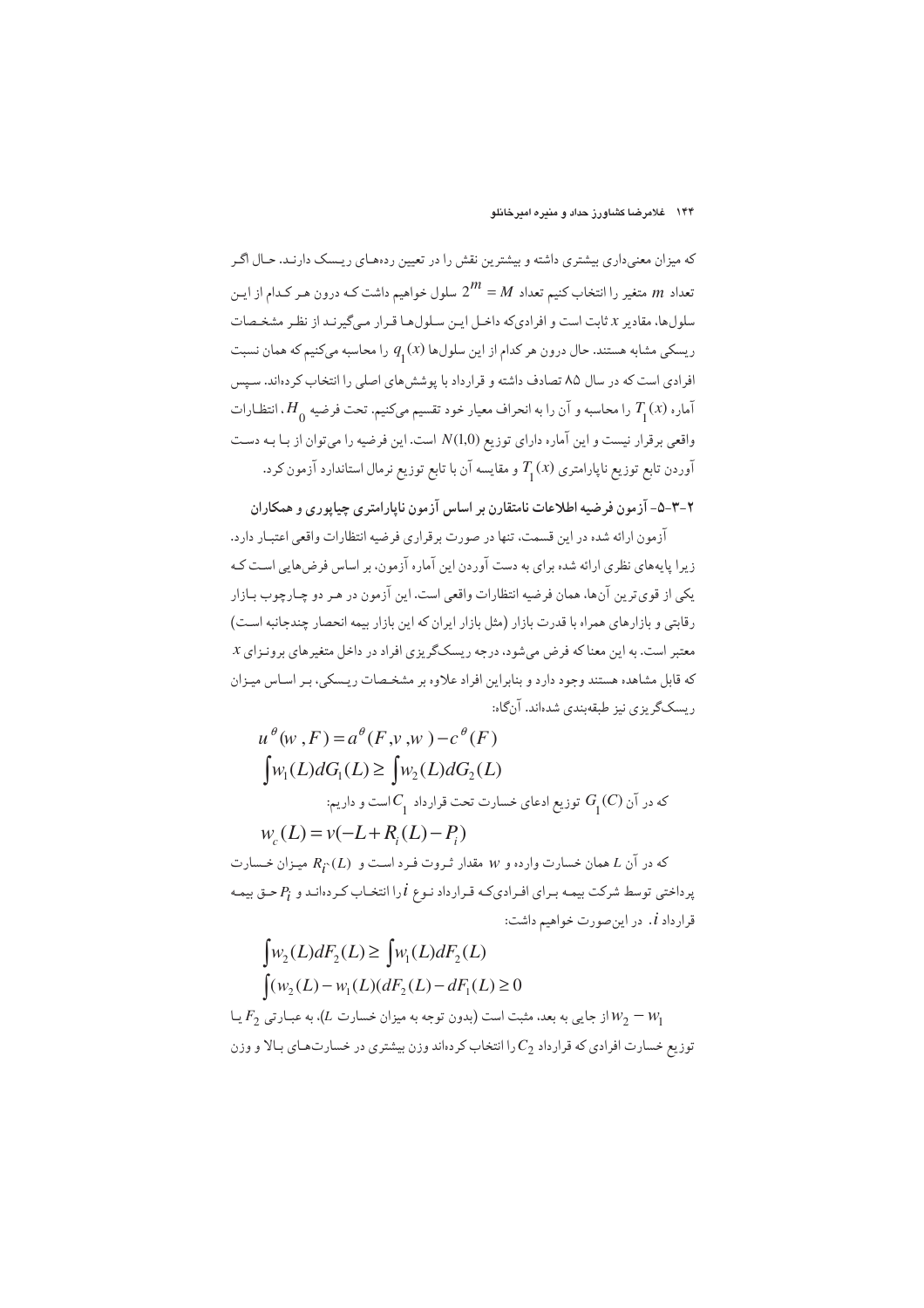که میزان معنی‌داری بیشتری داشته و بیشترین نقش را در تعیین رده‌های ریسک دارند. حال اگر تعداد $m$ متغیر را انتخاب کنیم تعداد $2^m = M$ سلول خواهیم داشت که درون هر کدام از این سلول‌ها، مقادیر $x$ ثابت است و افرادی‌که داخل این سلول‌ها قرار می‌گیرند از نظر مشخصات ریسکی مشابه هستند. حال درون هر کدام از این سلول‌ها $q_1(x)$ را محاسبه می‌کنیم که همان نسبت افرادی است که در سال ۸۵ تصادف داشته و قرارداد با پوشش‌های اصلی را انتخاب کرده‌اند. سپس آماره $T_1(x)$ را محاسبه و آن را به انحراف معیار خود تقسیم می‌کنیم. تحت فرضیه $H_0$، انتظارات واقعی برقرار نیست و این آماره دارای توزیع $N(1,0)$ است. این فرضیه را می‌توان از با به دست آوردن تابع توزیع ناپارامتری $T_1(x)$ و مقایسه آن با تابع توزیع نرمال استاندارد آزمون کرد.

### ۲-۳-۵- آزمون فرضیه اطلاعات نامتقارن بر اساس آزمون ناپارامتری چیاپوری و همکاران

آزمون ارائه شده در این قسمت، تنها در صورت برقراری فرضیه انتظارات واقعی اعتبار دارد. زیرا پایه‌های نظری ارائه شده برای به دست آوردن این آماره آزمون، بر اساس فرض‌هایی است که یکی از قوی‌ترین آن‌ها، همان فرضیه انتظارات واقعی است. این آزمون در هر دو چارچوب بازار رقابتی و بازارهای همراه با قدرت بازار (مثل بازار ایران که این بازار بیمه انحصار چندجانبه است) معتبر است. به این معنا که فرض می‌شود، درجه ریسک‌گریزی افراد در داخل متغیرهای برونزای $x$ که قابل مشاهده هستند وجود دارد و بنابراین افراد علاوه بر مشخصات ریسکی، بر اساس میزان ریسک‌گریزی نیز طبقه‌بندی شده‌اند. آنگاه:

$$u^{\theta}(w, F) = a^{\theta}(F, v, w) - c^{\theta}(F)$$

$$\int w_1(L)dG_1(L) \geq \int w_2(L)dG_2(L)$$

که در آن $G_1(C)$ توزیع ادعای خسارت تحت قرارداد $C_1$ است و داریم:

$$w_c(L) = v(-L + R_i(L) - P_i)$$

که در آن $L$ همان خسارت وارده و $w$ مقدار ثروت فرد است و $R_i(L)$ میزان خسارت پرداختی توسط شرکت بیمه برای افرادی‌که قرارداد نوع $i$ را انتخاب کرده‌اند و $P_i$ حق بیمه قرارداد $i$. در این‌صورت خواهیم داشت:

$$\int w_2(L)dF_2(L) \geq \int w_1(L)dF_2(L)$$

$$\int (w_2(L) - w_1(L)(dF_2(L) - dF_1(L) \geq 0$$

$w_2 - w_1$ از جایی به بعد، مثبت است (بدون توجه به میزان خسارت $L$)، به عبارتی $F_2$ یا توزیع خسارت افرادی که قرارداد $C_2$ را انتخاب کرده‌اند وزن بیشتری در خسارت‌های بالا و وزن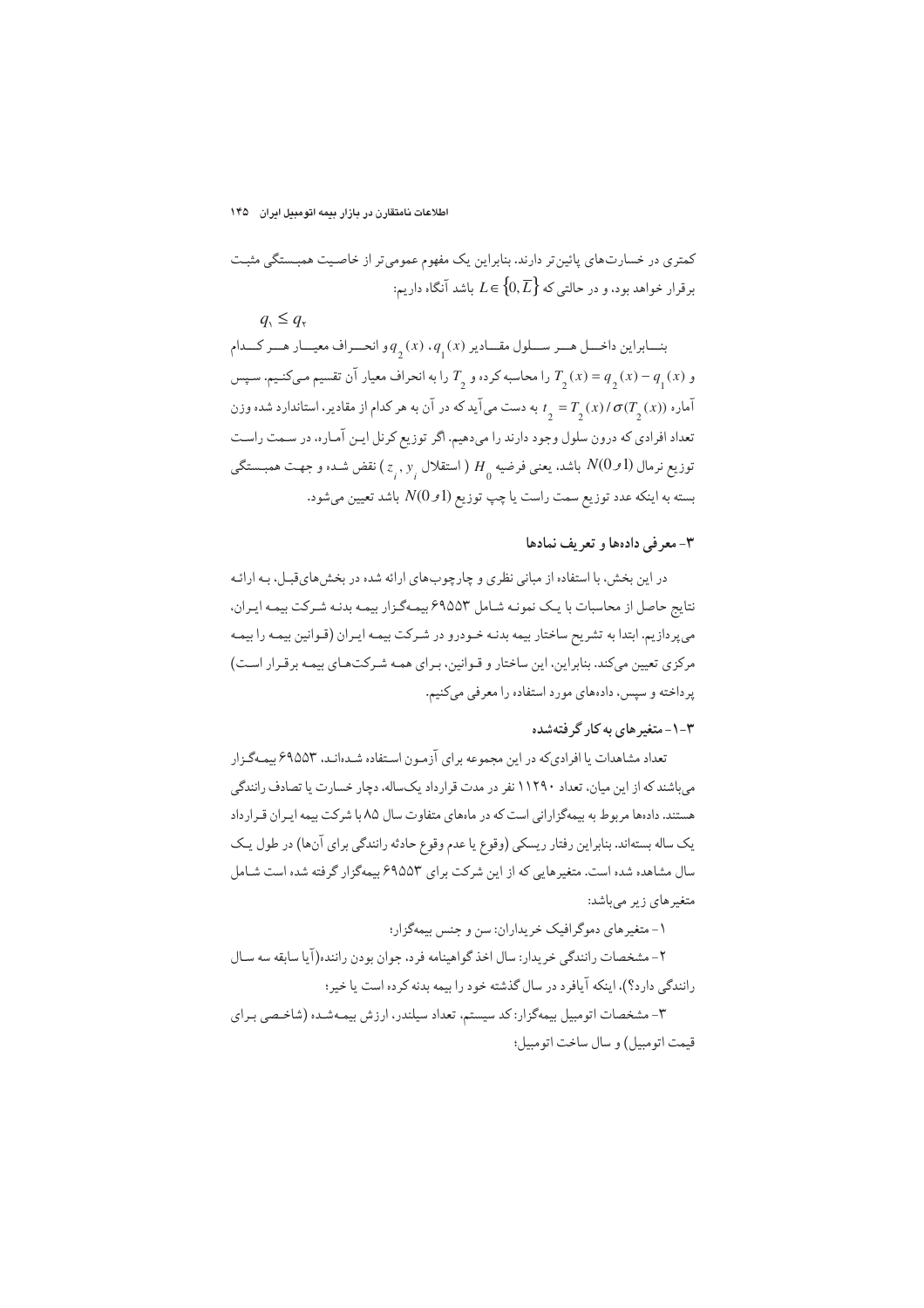کمتری در خسارت‌های پائین‌تر دارند. بنابراین یک مفهوم عمومی‌تر از خاصیت همبستگی مثبت برقرار خواهد بود، و در حالتی که $L \in \{0, \overline{L}\}$ باشد آنگاه داریم:

$$q_1 \leq q_2$$

بنابراین داخل هر سلول مقادیر $q_1(x)$، $q_2(x)$ و انحراف معیار هر کدام و $T_2(x) = q_2(x) - q_1(x)$ را محاسبه کرده و $T_2$ را به انحراف معیار آن تقسیم می‌کنیم. سپس آماره $t_2 = T_2(x) / \sigma(T_2(x))$ به دست می‌آید که در آن به هر کدام از مقادیر، استاندارد شده وزن تعداد افرادی که درون سلول وجود دارند را می‌دهیم. اگر توزیع کرنل این آماره، در سمت راست توزیع نرمال $N(0و1)$ باشد، یعنی فرضیه $H_0$ ( استقلال $z_i, y_i$) نقض شده و جهت همبستگی بسته به اینکه عدد توزیع سمت راست یا چپ توزیع $N(0و1)$ باشد تعیین می‌شود.

## ۳- معرفی داده‌ها و تعریف نمادها

در این بخش، با استفاده از مبانی نظری و چارچوب‌های ارائه شده در بخش‌های قبل، به ارائه نتایج حاصل از محاسبات با یک نمونه شامل ۶۹۵۵۳ بیمه‌گزار بیمه بدنه شرکت بیمه ایران، می‌پردازیم. ابتدا به تشریح ساختار بیمه بدنه خودرو در شرکت بیمه ایران (قوانین بیمه را بیمه مرکزی تعیین می‌کند. بنابراین، این ساختار و قوانین، برای همه شرکت‌های بیمه برقرار است) پرداخته و سپس، داده‌های مورد استفاده را معرفی می‌کنیم.

### ۳-۱- متغیرهای به کار گرفته‌شده

تعداد مشاهدات یا افرادی‌که در این مجموعه برای آزمون استفاده شده‌اند، ۶۹۵۵۳ بیمه‌گزار می‌باشند که از این میان، تعداد ۱۱۲۹۰ نفر در مدت قرارداد یک‌ساله، دچار خسارت یا تصادف رانندگی هستند. داده‌ها مربوط به بیمه‌گزارانی است که در ماه‌های متفاوت سال ۸۵ با شرکت بیمه ایران قرارداد یک ساله بسته‌اند. بنابراین رفتار ریسکی (وقوع یا عدم وقوع حادثه رانندگی برای آن‌ها) در طول یک سال مشاهده شده است. متغیرهایی که از این شرکت برای ۶۹۵۵۳ بیمه‌گزار گرفته شده است شامل متغیرهای زیر می‌باشد:

۱- متغیرهای دموگرافیک خریداران: سن و جنس بیمه‌گزار؛

۲- مشخصات رانندگی خریدار: سال اخذ گواهینامه فرد، جوان بودن راننده(آیا سابقه سه سال رانندگی دارد؟)، اینکه آیافرد در سال گذشته خود را بیمه بدنه کرده است یا خیر؛

۳- مشخصات اتومبیل بیمه‌گزار: کد سیستم، تعداد سیلندر، ارزش بیمه‌شده (شاخصی برای قیمت اتومبیل) و سال ساخت اتومبیل؛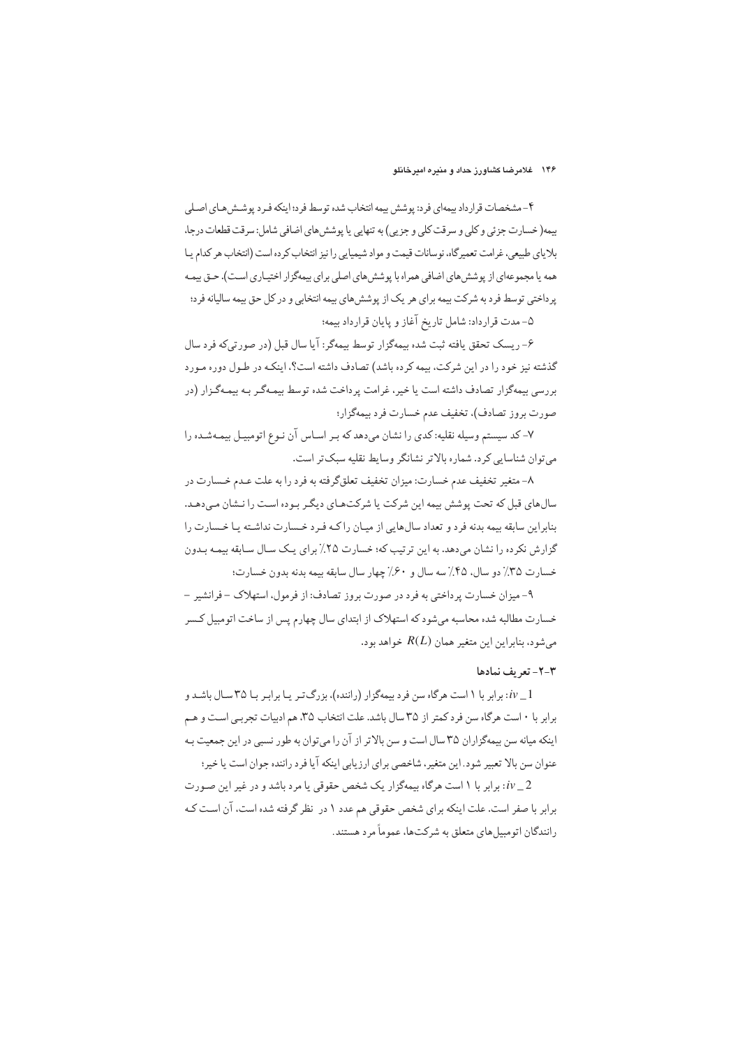۴- مشخصات قرارداد بیمه‌ای فرد: پوشش بیمه انتخاب شده توسط فرد؛ اینکه فرد پوشش‌های اصلی بیمه (خسارت جزئی و کلی و سرقت کلی و جزیی) به تنهایی یا پوشش‌های اضافی شامل: سرقت قطعات درجا، بلایای طبیعی، غرامت تعمیرگاه، نوسانات قیمت و مواد شیمیایی را نیز انتخاب کرده است (انتخاب هر کدام یا همه یا مجموعه‌ای از پوشش‌های اضافی همراه با پوشش‌های اصلی برای بیمه‌گزار اختیاری است). حق بیمه پرداختی توسط فرد به شرکت بیمه برای هر یک از پوشش‌های بیمه انتخابی و در کل حق بیمه سالیانه فرد؛

۵- مدت قرارداد: شامل تاریخ آغاز و پایان قرارداد بیمه؛

۶- ریسک تحقق یافته ثبت شده بیمه‌گزار توسط بیمه‌گر: آیا سال قبل (در صورتی‌که فرد سال گذشته نیز خود را در این شرکت، بیمه کرده باشد) تصادف داشته است؟، اینکه در طول دوره مورد بررسی بیمه‌گزار تصادف داشته است یا خیر، غرامت پرداخت شده توسط بیمه‌گر به بیمه‌گزار (در صورت بروز تصادف)، تخفیف عدم خسارت فرد بیمه‌گزار؛

۷- کد سیستم وسیله نقلیه: کدی را نشان می‌دهد که بر اساس آن نوع اتومبیل بیمه‌شده را می‌توان شناسایی کرد. شماره بالاتر نشانگر وسایط نقلیه سبک‌تر است.

۸- متغیر تخفیف عدم خسارت: میزان تخفیف تعلق‌گرفته به فرد را به علت عدم خسارت در سال‌های قبل که تحت پوشش بیمه این شرکت یا شرکت‌های دیگر بوده است را نشان می‌دهد. بنابراین سابقه بیمه بدنه فرد و تعداد سال‌هایی از میان راکه فرد خسارت نداشته یا خسارت را گزارش نکرده را نشان می‌دهد. به این ترتیب که؛ خسارت ۲۵٪ برای یک سال سابقه بیمه بدون خسارت ۳۵٪ دو سال، ۴۵٪ سه سال و ۶۰٪ چهار سال سابقه بیمه بدنه بدون خسارت؛

۹- میزان خسارت پرداختی به فرد در صورت بروز تصادف: از فرمول، استهلاک – فرانشیز – خسارت مطالبه شده محاسبه می‌شود که استهلاک از ابتدای سال چهارم پس از ساخت اتومبیل کسر می‌شود، بنابراین این متغیر همان $R(L)$ خواهد بود.

### ۳-۲- تعریف نمادها

$iv\_1$: برابر با ۱ است هرگاه سن فرد بیمه‌گزار (راننده)، بزرگ‌تر یا برابر با ۳۵ سال باشد و برابر با ۰ است هرگاه سن فرد کمتر از ۳۵ سال باشد. علت انتخاب ۳۵، هم ادبیات تجربی است و هم اینکه میانه سن بیمه‌گزاران ۳۵ سال است و سن بالاتر از آن را می‌توان به طور نسبی در این جمعیت به عنوان سن بالا تعبیر شود. این متغیر، شاخصی برای ارزیابی اینکه آیا فرد راننده جوان است یا خیر؛

$iv\_2$: برابر با ۱ است هرگاه بیمه‌گزار یک شخص حقوقی یا مرد باشد و در غیر این صورت برابر با صفر است. علت اینکه برای شخص حقوقی هم عدد ۱ در نظر گرفته شده است، آن است که رانندگان اتومبیل‌های متعلق به شرکت‌ها، عموماً مرد هستند.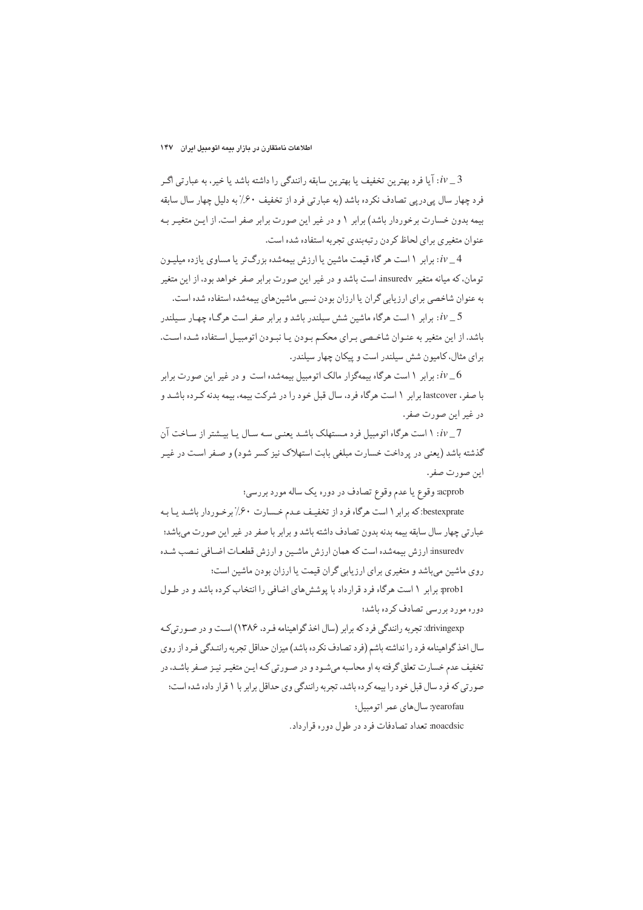$iv\_3$: آیا فرد بهترین تخفیف یا بهترین سابقه رانندگی را داشته باشد یا خیر، به عبارتی اگـر فرد چهار سال پی‌درپی تصادف نکرده باشد (به عبارتی فرد از تخفیف ۶۰٪ به دلیل چهار سال سابقه بیمه بدون خسارت برخوردار باشد) برابر ۱ و در غیر این صورت برابر صفر است. از ایـن متغیـر بـه عنوان متغیری برای لحاظ کردن رتبه‌بندی تجربه استفاده شده است.

$iv\_4$: برابر ۱ است هر گاه قیمت ماشین یا ارزش بیمه‌شده بزرگ‌تر یا مساوی یازده میلیـون تومان، که میانه متغیر insuredv، است باشد و در غیر این صورت برابر صفر خواهد بود، از این متغیر به عنوان شاخصی برای ارزیابی گران یا ارزان بودن نسبی ماشین‌های بیمه‌شده استفاده شده است.

$iv\_5$: برابر ۱ است هرگاه ماشین شش سیلندر باشد و برابر صفر است هرگـاه چهـار سـیلندر باشد. از این متغیر به عنـوان شاخـصی بـرای محکـم بـودن یـا نبـودن اتومبیـل اسـتفاده شـده اسـت. برای مثال، کامیون شش سیلندر است و پیکان چهار سیلندر.

$iv\_6$: برابر ۱ است هرگاه بیمه‌گزار مالک اتومبیل بیمه‌شده است و در غیر این صورت برابر با صفر، lastcover برابر ۱ است هرگاه فرد، سال قبل خود را در شرکت بیمه، بیمه بدنه کـرده باشـد و در غیر این صورت صفر.

$iv\_7$: ۱ است هرگاه اتومبیل فرد مـستهلک باشـد یعنـی سـه سـال یـا بیـشتر از سـاخت آن گذشته باشد (یعنی در پرداخت خسارت مبلغی بابت استهلاک نیز کسر شود) و صـفر اسـت در غیـر این صورت صفر.

acprob: وقوع یا عدم وقوع تصادف در دوره یک ساله مورد بررسی؛

bestexprate: که برابر ۱ است هرگاه فرد از تخفیـف عـدم خـسارت ۶۰٪ برخـوردار باشـد یـا بـه عبارتی چهار سال سابقه بیمه بدنه بدون تصادف داشته باشد و برابر با صفر در غیر این صورت می‌باشد؛

insuredv: ارزش بیمه‌شده است که همان ارزش ماشـین و ارزش قطعـات اضـافی نـصب شـده روی ماشین می‌باشد و متغیری برای ارزیابی گران قیمت یا ارزان بودن ماشین است؛

prob1: برابر ۱ است هرگاه فرد قرارداد با پوشش‌های اضافی را انتخاب کرده باشد و در طـول دوره مورد بررسی تصادف کرده باشد؛

drivingexp: تجربه رانندگی فرد که برابر (سال اخذ گواهینامه فـرد، ۱۳۸۶) اسـت و در صـورتی‌که سال اخذ گواهینامه فرد را نداشته باشم (فرد تصادف نکرده باشد) میزان حداقل تجربه راننـدگی فـرد از روی تخفیف عدم خسارت تعلق گرفته به او محاسبه می‌شـود و در صـورتی کـه ایـن متغیـر نیـز صـفر باشـد، در صورتی که فرد سال قبل خود را بیمه کرده باشد، تجربه رانندگی وی حداقل برابر با ۱ قرار داده شده است؛

yearofau: سال‌های عمر اتومبیل؛

noacdsic: تعداد تصادفات فرد در طول دوره قرارداد.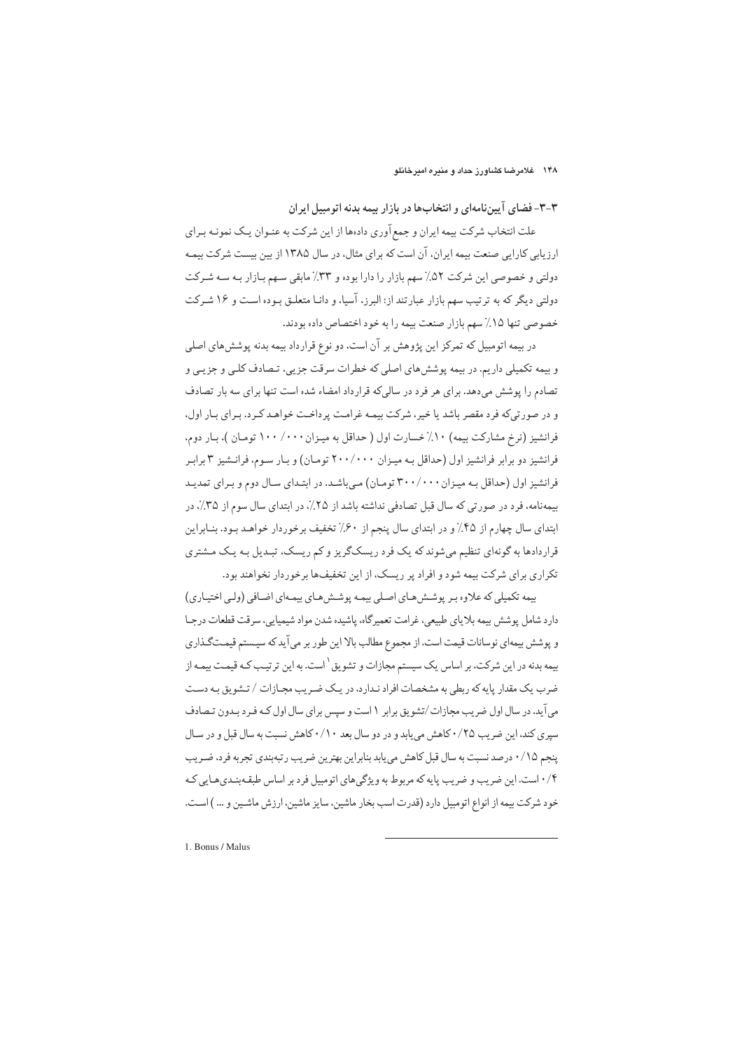## ۳-۳- فضای آیین‌نامه‌ای و انتخاب‌ها در بازار بیمه بدنه اتومبیل ایران

علت انتخاب شرکت بیمه ایران و جمع‌آوری داده‌ها از این شرکت به عنوان یک نمونه برای ارزیابی کارایی صنعت بیمه ایران، آن است که برای مثال، در سال ۱۳۸۵ از بین بیست شرکت بیمه دولتی و خصوصی این شرکت ۵۲٪ سهم بازار را دارا بوده و ۳۳٪ مابقی سهم بازار به سه شرکت دولتی دیگر که به ترتیب سهم بازار عبارتند از: البرز، آسیا، و دانا متعلق بوده است و ۱۶ شرکت خصوصی تنها ۱۵٪ سهم بازار صنعت بیمه را به خود اختصاص داده بودند.

در بیمه اتومبیل که تمرکز این پژوهش بر آن است، دو نوع قرارداد بیمه بدنه پوشش‌های اصلی و بیمه تکمیلی داریم. در بیمه پوشش‌های اصلی که خطرات سرقت جزیی، تصادف کلی و جزیی و تصادم را پوشش می‌دهد. برای هر فرد در سالی‌که قرارداد امضاء شده است تنها برای سه بار تصادف و در صورتی‌که فرد مقصر باشد یا خیر، شرکت بیمه غرامت پرداخت خواهد کرد. برای بار اول، فرانشیز (نرخ مشارکت بیمه) ۱۰٪ خسارت اول (حداقل به میزان ۱۰۰/۰۰۰ تومان)، بار دوم، فرانشیز دو برابر فرانشیز اول (حداقل به میزان ۲۰۰/۰۰۰ تومان) و بار سوم، فرانشیز ۳ برابر فرانشیز اول (حداقل به میزان ۳۰۰/۰۰۰ تومان) می‌باشد. در ابتدای سال دوم و برای تمدید بیمه‌نامه، فرد در صورتی که سال قبل تصادفی نداشته باشد از ۲۵٪، در ابتدای سال سوم از ۳۵٪، در ابتدای سال چهارم از ۴۵٪ و در ابتدای سال پنجم از ۶۰٪ تخفیف برخوردار خواهد بود. بنابراین قراردادها به گونه‌ای تنظیم می‌شوند که یک فرد ریسک‌گریز و کم ریسک، تبدیل به یک مشتری تکراری برای شرکت بیمه شود و افراد پر ریسک، از این تخفیف‌ها برخوردار نخواهند بود.

بیمه تکمیلی که علاوه بر پوشش‌های اصلی بیمه پوشش‌های بیمه‌ای اضافی (ولی اختیاری) دارد شامل پوشش بیمه بلایای طبیعی، غرامت تعمیرگاه، پاشیده شدن مواد شیمیایی، سرقت قطعات درجا و پوشش بیمه‌ای نوسانات قیمت است. از مجموع مطالب بالا این طور بر می‌آید که سیستم قیمت‌گذاری بیمه بدنه در این شرکت، بر اساس یک سیستم مجازات و تشویق[1] است. به این ترتیب که قیمت بیمه از ضرب یک مقدار پایه که ربطی به مشخصات افراد ندارد، در یک ضریب مجازات / تشویق به دست می‌آید. در سال اول ضریب مجازات/تشویق برابر ۱ است و سپس برای سال اول که فرد بدون تصادف سپری کند، این ضریب ۰/۲۵ کاهش می‌یابد و در دو سال بعد ۰/۱۰ کاهش نسبت به سال قبل و در سال پنجم ۰/۱۵ درصد نسبت به سال قبل کاهش می‌یابد بنابراین بهترین ضریب رتبه‌بندی تجربه فرد، ضریب ۰/۴ است. این ضریب و ضریب پایه که مربوط به ویژگی‌های اتومبیل فرد بر اساس طبقه‌بندی‌هایی که خود شرکت بیمه از انواع اتومبیل دارد (قدرت اسب بخار ماشین، سایز ماشین، ارزش ماشین و ...) است.

---

1. Bonus / Malus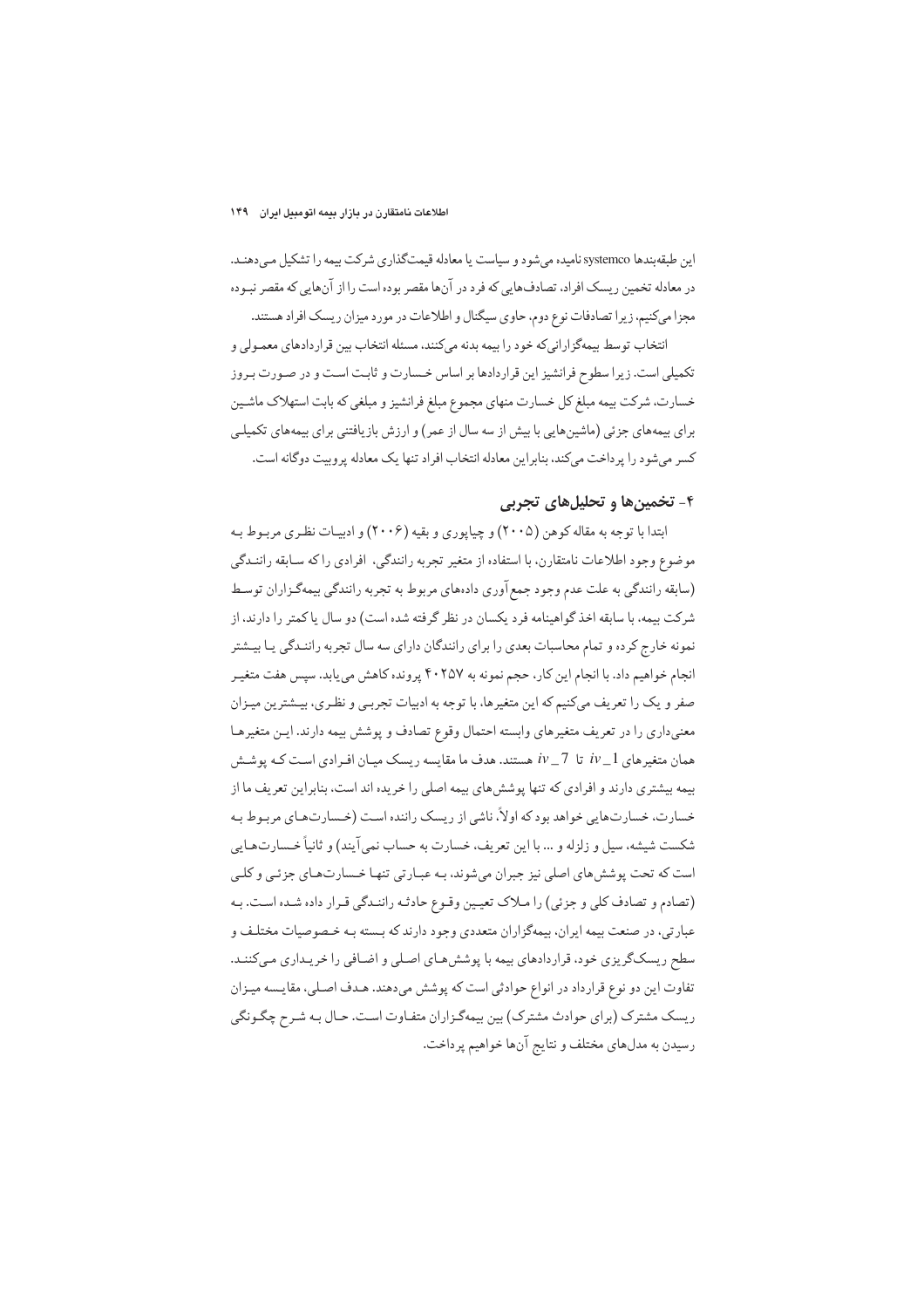این طبقه‌بندها systemco نامیده می‌شود و سیاست یا معادله قیمت‌گذاری شرکت بیمه را تشکیل می‌دهند. در معادله تخمین ریسک افراد، تصادف‌هایی که فرد در آن‌ها مقصر بوده است را از آن‌هایی که مقصر نبوده مجزا می‌کنیم، زیرا تصادفات نوع دوم، حاوی سیگنال و اطلاعات در مورد میزان ریسک افراد هستند.

انتخاب توسط بیمه‌گزارانی که خود را بیمه بدنه می‌کنند، مسئله انتخاب بین قراردادهای معمولی و تکمیلی است. زیرا سطوح فرانشیز این قراردادها بر اساس خسارت و ثابت است و در صورت بروز خسارت، شرکت بیمه مبلغ کل خسارت منهای مجموع مبلغ فرانشیز و مبلغی که بابت استهلاک ماشین برای بیمه‌های جزئی (ماشین‌هایی با بیش از سه سال از عمر) و ارزش بازیافتنی برای بیمه‌های تکمیلی کسر می‌شود را پرداخت می‌کند، بنابراین معادله انتخاب افراد تنها یک معادله پروبیت دوگانه است.

## ۴- تخمین‌ها و تحلیل‌های تجربی

ابتدا با توجه به مقاله کوهن (۲۰۰۵) و چیاپوری و بقیه (۲۰۰۶) و ادبیات نظری مربوط به موضوع وجود اطلاعات نامتقارن، با استفاده از متغیر تجربه رانندگی، افرادی را که سابقه رانندگی (سابقه رانندگی به علت عدم وجود جمع‌آوری داده‌های مربوط به تجربه رانندگی بیمه‌گزاران توسط شرکت بیمه، با سابقه اخذ گواهینامه فرد یکسان در نظر گرفته شده است) دو سال یا کمتر را دارند، از نمونه خارج کرده و تمام محاسبات بعدی را برای رانندگان دارای سه سال تجربه رانندگی یا بیشتر انجام خواهیم داد. با انجام این کار، حجم نمونه به ۴۰۲۵۷ پرونده کاهش می‌یابد. سپس هفت متغیر صفر و یک را تعریف می‌کنیم که این متغیرها، با توجه به ادبیات تجربی و نظری، بیشترین میزان معنی‌داری را در تعریف متغیرهای وابسته احتمال وقوع تصادف و پوشش بیمه دارند. این متغیرها همان متغیرهای $iv\_1$ تا $iv\_7$ هستند. هدف ما مقایسه ریسک میان افرادی است که پوشش بیمه بیشتری دارند و افرادی که تنها پوشش‌های بیمه اصلی را خریده اند است، بنابراین تعریف ما از خسارت، خسارت‌هایی خواهد بود که اولاً، ناشی از ریسک راننده است (خسارت‌های مربوط به شکست شیشه، سیل و زلزله و ... با این تعریف، خسارت به حساب نمی‌آیند) و ثانیاً خسارت‌هایی است که تحت پوشش‌های اصلی نیز جبران می‌شوند، به عبارتی تنها خسارت‌های جزئی و کلی (تصادم و تصادف کلی و جزئی) را ملاک تعیین وقوع حادثه رانندگی قرار داده شده است. به عبارتی، در صنعت بیمه ایران، بیمه‌گزاران متعددی وجود دارند که بسته به خصوصیات مختلف و سطح ریسک‌گریزی خود، قراردادهای بیمه با پوشش‌های اصلی و اضافی را خریداری می‌کنند. تفاوت این دو نوع قرارداد در انواع حوادثی است که پوشش می‌دهند. هدف اصلی، مقایسه میزان ریسک مشترک (برای حوادث مشترک) بین بیمه‌گزاران متفاوت است. حال به شرح چگونگی رسیدن به مدل‌های مختلف و نتایج آن‌ها خواهیم پرداخت.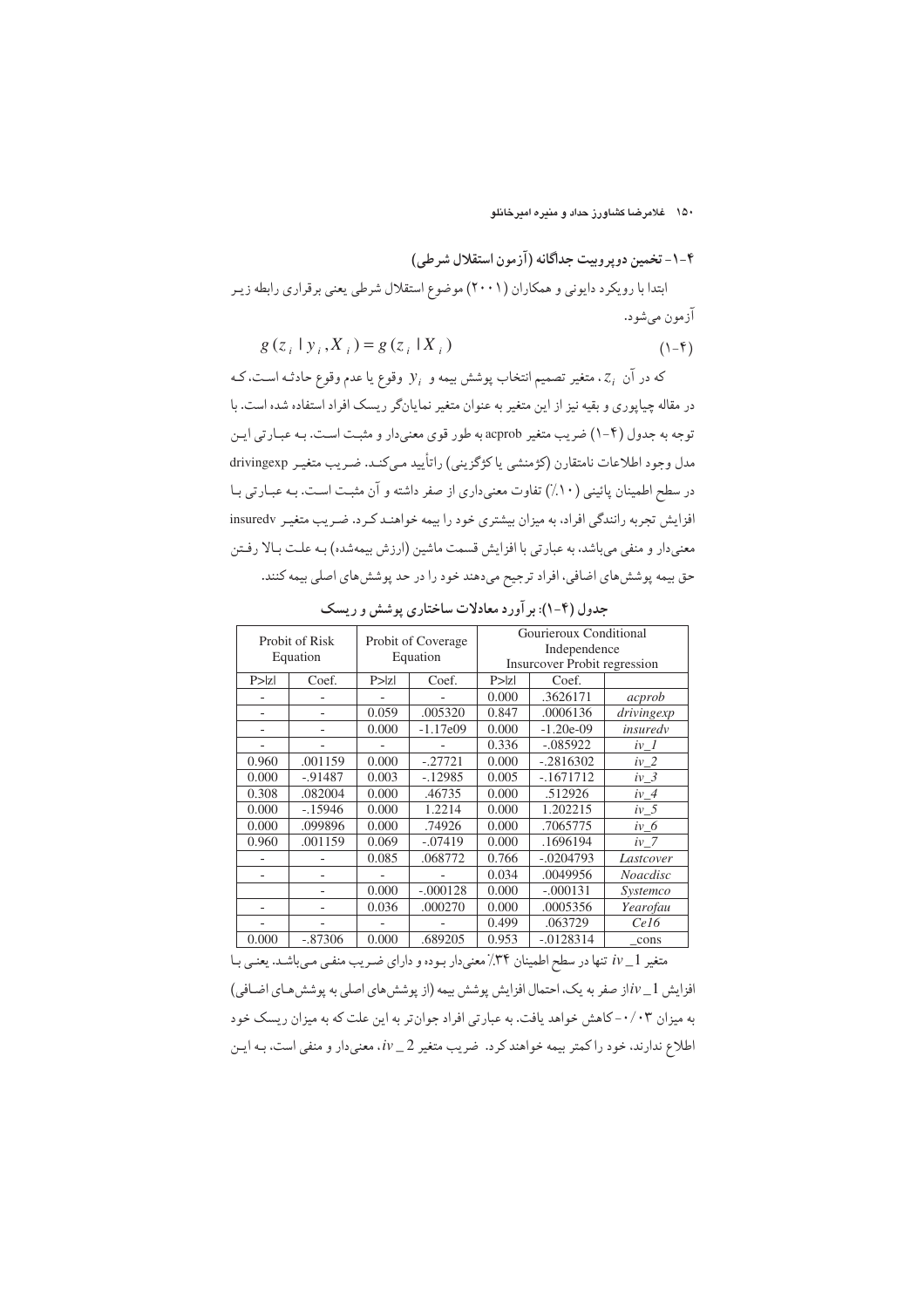### ۴-۱- تخمین دوپروبیت جداگانه (آزمون استقلال شرطی)

ابتدا با رویکرد دایونی و همکاران (۲۰۰۱) موضوع استقلال شرطی یعنی برقراری رابطه زیر آزمون می‌شود.

$$g(z_i \mid y_i, X_i) = g(z_i \mid X_i) \qquad (۱-۴)$$

که در آن $z_i$، متغیر تصمیم انتخاب پوشش بیمه و $y_i$ وقوع یا عدم وقوع حادثه است، که در مقاله چیاپوری و بقیه نیز از این متغیر به عنوان متغیر نمایانگر ریسک افراد استفاده شده است. با توجه به جدول (۴-۱) ضریب متغیر acprob به طور قوی معنی‌دار و مثبت است. به عبارتی این مدل وجود اطلاعات نامتقارن (کژمنشی یا کژگزینی) را تأیید می‌کند. ضریب متغیر drivingexp در سطح اطمینان پائینی (۱۰٪) تفاوت معنی‌داری از صفر داشته و آن مثبت است. به عبارتی با افزایش تجربه رانندگی افراد، به میزان بیشتری خود را بیمه خواهند کرد. ضریب متغیر insuredv معنی‌دار و منفی می‌باشد، به عبارتی با افزایش قسمت ماشین (ارزش بیمه‌شده) به علت بالا رفتن حق بیمه پوشش‌های اضافی، افراد ترجیح می‌دهند خود را در حد پوشش‌های اصلی بیمه کنند.

جدول (۴-۱): برآورد معادلات ساختاری پوشش و ریسک

| Probit of Risk Equation | | Probit of Coverage Equation | | Gourieroux Conditional Independence Insurcover Probit regression | | |
|---|---|---|---|---|---|---|
| P>\|z\| | Coef. | P>\|z\| | Coef. | P>\|z\| | Coef. | |
| - | - | - | - | 0.000 | .3626171 | *acprob* |
| - | - | 0.059 | .005320 | 0.847 | .0006136 | *drivingexp* |
| - | - | 0.000 | -1.17e09 | 0.000 | -1.20e-09 | *insuredv* |
| - | - | - | - | 0.336 | -.085922 | *iv_1* |
| 0.960 | .001159 | 0.000 | -.27721 | 0.000 | -.2816302 | *iv_2* |
| 0.000 | -.91487 | 0.003 | -.12985 | 0.005 | -.1671712 | *iv_3* |
| 0.308 | .082004 | 0.000 | .46735 | 0.000 | .512926 | *iv_4* |
| 0.000 | -.15946 | 0.000 | 1.2214 | 0.000 | 1.202215 | *iv_5* |
| 0.000 | .099896 | 0.000 | .74926 | 0.000 | .7065775 | *iv_6* |
| 0.960 | .001159 | 0.069 | -.07419 | 0.000 | .1696194 | *iv_7* |
| - | - | 0.085 | .068772 | 0.766 | -.0204793 | *Lastcover* |
| - | - | - | - | 0.034 | .0049956 | *Noacdisc* |
| | - | 0.000 | -.000128 | 0.000 | -.000131 | *Systemco* |
| - | - | 0.036 | .000270 | 0.000 | .0005356 | *Yearofau* |
| - | - | - | - | 0.499 | .063729 | *Ce16* |
| 0.000 | -.87306 | 0.000 | .689205 | 0.953 | -.0128314 | _cons |

متغیر $iv\_1$ تنها در سطح اطمینان ۳۴٪ معنی‌دار بوده و دارای ضریب منفی می‌باشد. یعنی با افزایش $iv\_1$ از صفر به یک، احتمال افزایش پوشش بیمه (از پوشش‌های اصلی به پوشش‌های اضافی) به میزان ۰/۰۳- کاهش خواهد یافت. به عبارتی افراد جوان‌تر به این علت که به میزان ریسک خود اطلاع ندارند، خود را کمتر بیمه خواهند کرد. ضریب متغیر $iv\_2$، معنی‌دار و منفی است، به این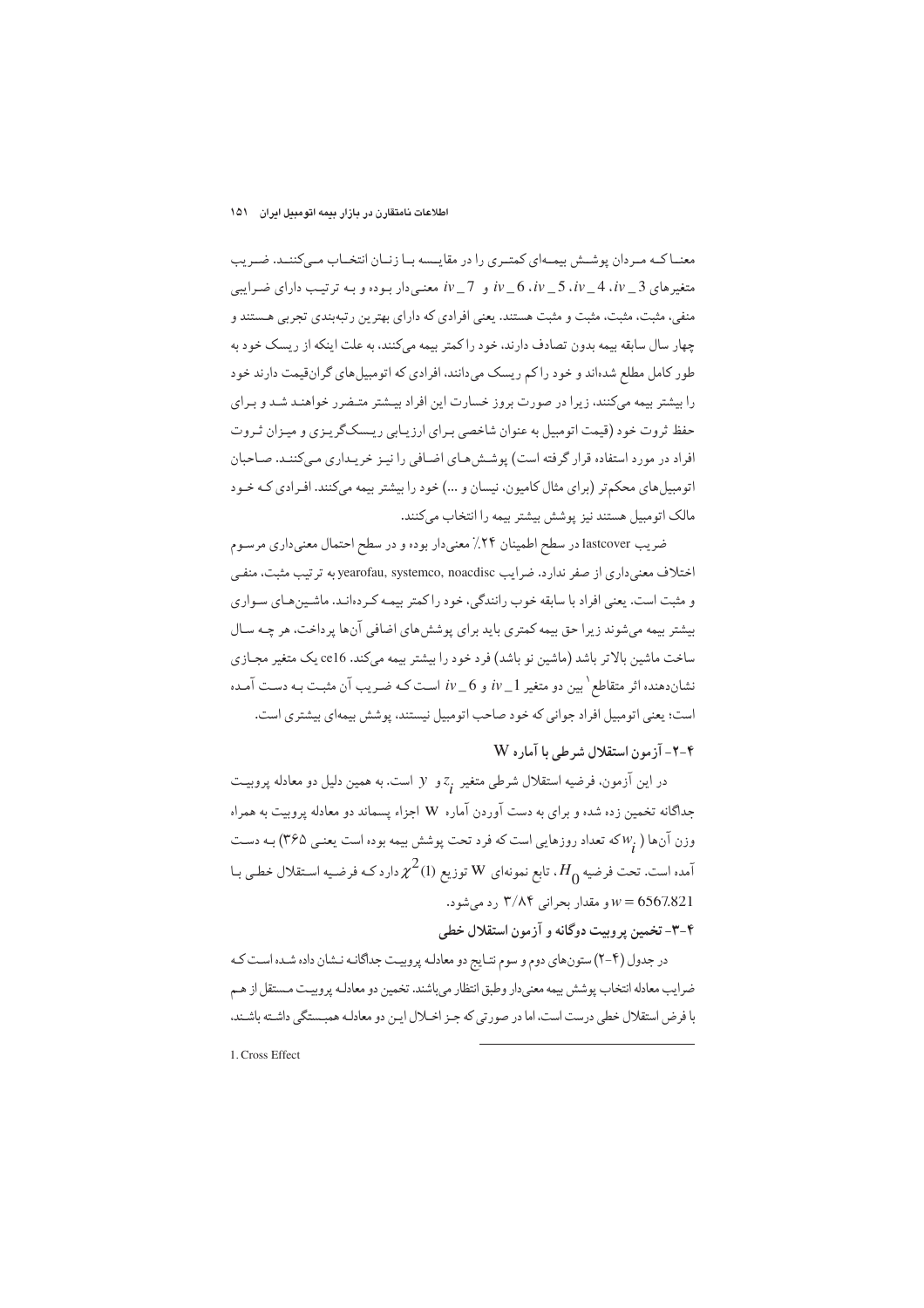معنـا کـه مـردان پوشـش بیمـه‌ای کمتـری را در مقایسـه بـا زنـان انتخـاب مـی‌کننـد. ضـریب متغیرهای $iv\_3$، $iv\_4$، $iv\_5$، $iv\_6$ و $iv\_7$ معنـی‌دار بـوده و بـه ترتیـب دارای ضـرایبی منفی، مثبت، مثبت و مثبت هستند. یعنی افرادی که دارای بهترین رتبه‌بندی تجربی هسـتند و چهار سال سابقه بیمه بدون تصادف دارند، خود را کمتر بیمه می‌کنند، به علت اینکه از ریسک خود به طور کامل مطلع شده‌اند و خود را کم ریسک می‌دانند، افرادی که اتومبیل‌های گران‌قیمت دارند خود را بیشتر بیمه می‌کنند، زیرا در صورت بروز خسارت این افراد بیـشتر متـضرر خواهنـد شـد و بـرای حفظ ثروت خود (قیمت اتومبیل به عنوان شاخصی بـرای ارزیـابی ریـسک‌گریـزی و میـزان ثـروت افراد در مورد استفاده قرار گرفته است) پوشـش‌هـای اضـافی را نیـز خریـداری مـی‌کننـد. صـاحبان اتومبیل‌های محکم‌تر (برای مثال کامیون، نیسان و ...) خود را بیشتر بیمه می‌کنند. افـرادی کـه خـود مالک اتومبیل هستند نیز پوشش بیشتر بیمه را انتخاب می‌کنند.

ضریب lastcover در سطح اطمینان ۲۴٪ معنی‌دار بوده و در سطح احتمال معنی‌داری مرسـوم اختلاف معنی‌داری از صفر ندارد. ضرایب yearofau, systemco, noacdisc به ترتیب مثبت، منفـی و مثبت است. یعنی افراد با سابقه خوب رانندگی، خود را کمتر بیمـه کـرده‌انـد. ماشـین‌هـای سـواری بیشتر بیمه می‌شوند زیرا حق بیمه کمتری باید برای پوشش‌های اضافی آن‌ها پرداخت، هر چـه سـال ساخت ماشین بالاتر باشد (ماشین نو باشد) فرد خود را بیشتر بیمه می‌کند. ce16 یک متغیر مجـازی نشان‌دهنده اثر متقاطع[1] بین دو متغیر $iv\_1$ و $iv\_6$ اسـت کـه ضـریب آن مثبـت بـه دسـت آمـده است؛ یعنی اتومبیل افراد جوانی که خود صاحب اتومبیل نیستند، پوشش بیمه‌ای بیشتری است.

### ۴-۲- آزمون استقلال شرطی با آماره W

در این آزمون، فرضیه استقلال شرطی متغیر $z_i$ و $y$ است. به همین دلیل دو معادله پروبیـت جداگانه تخمین زده شده و برای به دست آوردن آماره W اجزاء پسماند دو معادله پروبیت به همراه وزن آن‌ها ($w_i$ که تعداد روزهایی است که فرد تحت پوشش بیمه بوده است یعنـی ۳۶۵) بـه دسـت آمده است. تحت فرضیه $H_0$، تابع نمونه‌ای W توزیع $\chi^2(1)$ دارد کـه فرضـیه اسـتقلال خطـی بـا $w = 6567.821$ و مقدار بحرانی ۳/۸۴ رد می‌شود.

### ۴-۳- تخمین پروبیت دوگانه و آزمون استقلال خطی

در جدول (۴-۲) ستون‌های دوم و سوم نتـایج دو معادلـه پروبیـت جداگانـه نـشان داده شـده اسـت کـه ضرایب معادله انتخاب پوشش بیمه معنی‌دار وطبق انتظار می‌باشند. تخمین دو معادلـه پروبیـت مـستقل از هـم با فرض استقلال خطی درست است، اما در صورتی که جـز اخـلال ایـن دو معادلـه همبـستگی داشـته باشـند،

---

1. Cross Effect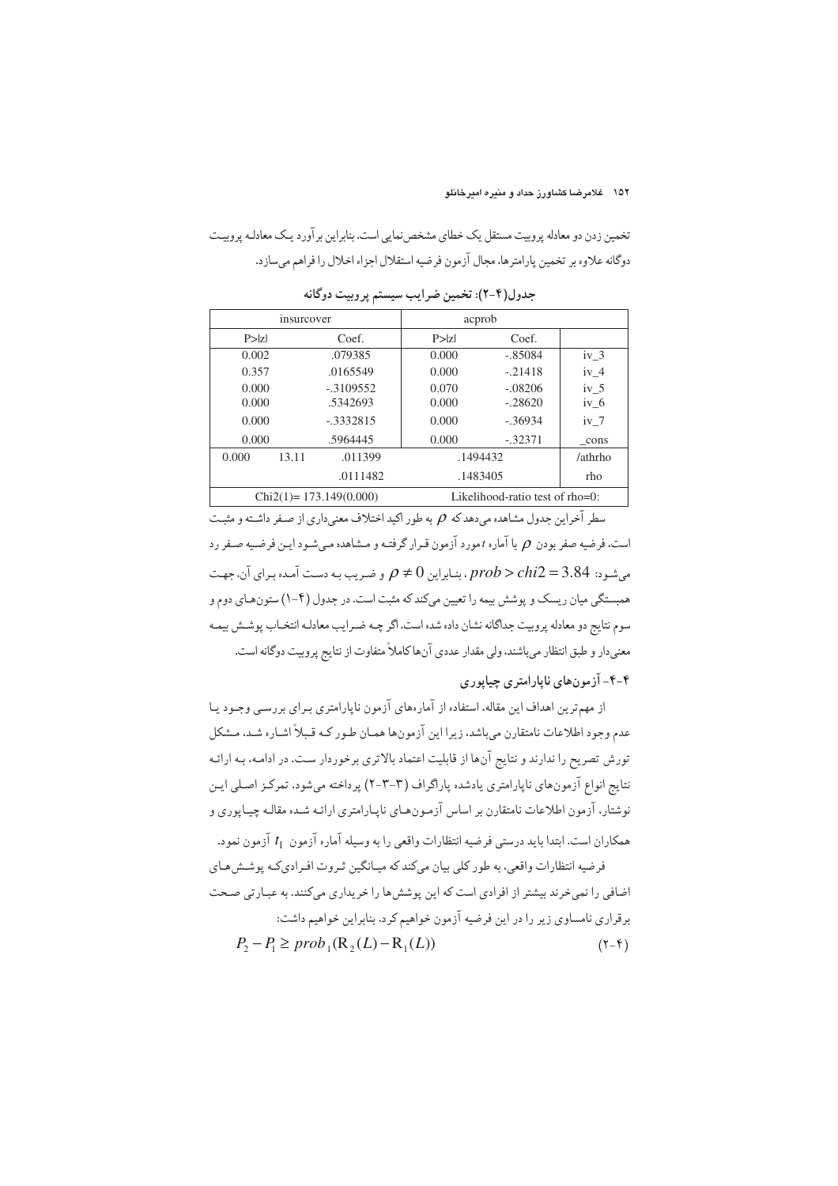تخمین زدن دو معادله پروبیت مستقل یک خطای مشخص‌نمایی است. بنابراین برآورد یک معادله پروبیت دوگانه علاوه بر تخمین پارامترها، مجال آزمون فرضیه استقلال اجزاء اخلال را فراهم می‌سازد.

**جدول(۴-۲): تخمین ضرایب سیستم پروبیت دوگانه**

| | acprob | | insurcover | |
|---|---|---|---|---|
| | Coef. | P>\|z\| | Coef. | P>\|z\| |
| iv_3 | -.85084 | 0.000 | .079385 | 0.002 |
| iv_4 | -.21418 | 0.000 | .0165549 | 0.357 |
| iv_5 | -.08206 | 0.070 | -.3109552 | 0.000 |
| iv_6 | -.28620 | 0.000 | .5342693 | 0.000 |
| iv_7 | -.36934 | 0.000 | -.3332815 | 0.000 |
| _cons | -.32371 | 0.000 | .5964445 | 0.000 |
| /athrho | .1494432 | | .011399 13.11 | 0.000 |
| rho | .1483405 | | .0111482 | |
| | Likelihood-ratio test of rho=0: | | Chi2(1)= 173.149(0.000) | |

سطر آخر این جدول مشاهده می‌دهد که $\rho$ به طور اکید اختلاف معنی‌داری از صفر داشته و مثبت است، فرضیه صفر بودن $\rho$ با آماره $t$ مورد آزمون قرار گرفته و مشاهده می‌شود این فرضیه صفر رد می‌شود: $prob > chi2 = 3.84$ . بنابراین $\rho \neq 0$ و ضریب به دست آمده برای آن، جهت همبستگی میان ریسک و پوشش بیمه را تعیین می‌کند که مثبت است. در جدول (۴-۱) ستون‌های دوم و سوم نتایج دو معادله پروبیت جداگانه نشان داده شده است. اگر چه ضرایب معادله انتخاب پوشش بیمه معنی‌دار و طبق انتظار می‌باشند، ولی مقدار عددی آن‌ها کاملاً متفاوت از نتایج پروبیت دوگانه است.

### ۴-۴- آزمون‌های ناپارامتری چیاپوری

از مهم‌ترین اهداف این مقاله، استفاده از آماره‌های آزمون ناپارامتری برای بررسی وجود یا عدم وجود اطلاعات نامتقارن می‌باشد، زیرا این آزمون‌ها همان طور که قبلاً اشاره شد، مشکل تورش تصریح را ندارند و نتایج آن‌ها از قابلیت اعتماد بالاتری برخوردار ست. در ادامه، به ارائه نتایج انواع آزمون‌های ناپارامتری یادشده پاراگراف (۳-۳-۲) پرداخته می‌شود. تمرکز اصلی این نوشتار، آزمون اطلاعات نامتقارن بر اساس آزمون‌های ناپارامتری ارائه شده مقاله چیاپوری و همکاران است. ابتدا باید درستی فرضیه انتظارات واقعی را به وسیله آماره آزمون $t_1$ آزمون نمود.

فرضیه انتظارات واقعی، به طور کلی بیان می‌کند که میانگین ثروت افرادی‌که پوشش‌های اضافی را نمی‌خرند بیشتر از افرادی است که این پوشش‌ها را خریداری می‌کنند. به عبارتی صحت برقراری نامساوی زیر را در این فرضیه آزمون خواهیم کرد. بنابراین خواهیم داشت:

$$P_2 - P_1 \geq prob_1(R_2(L) - R_1(L)) \qquad (۴-۲)$$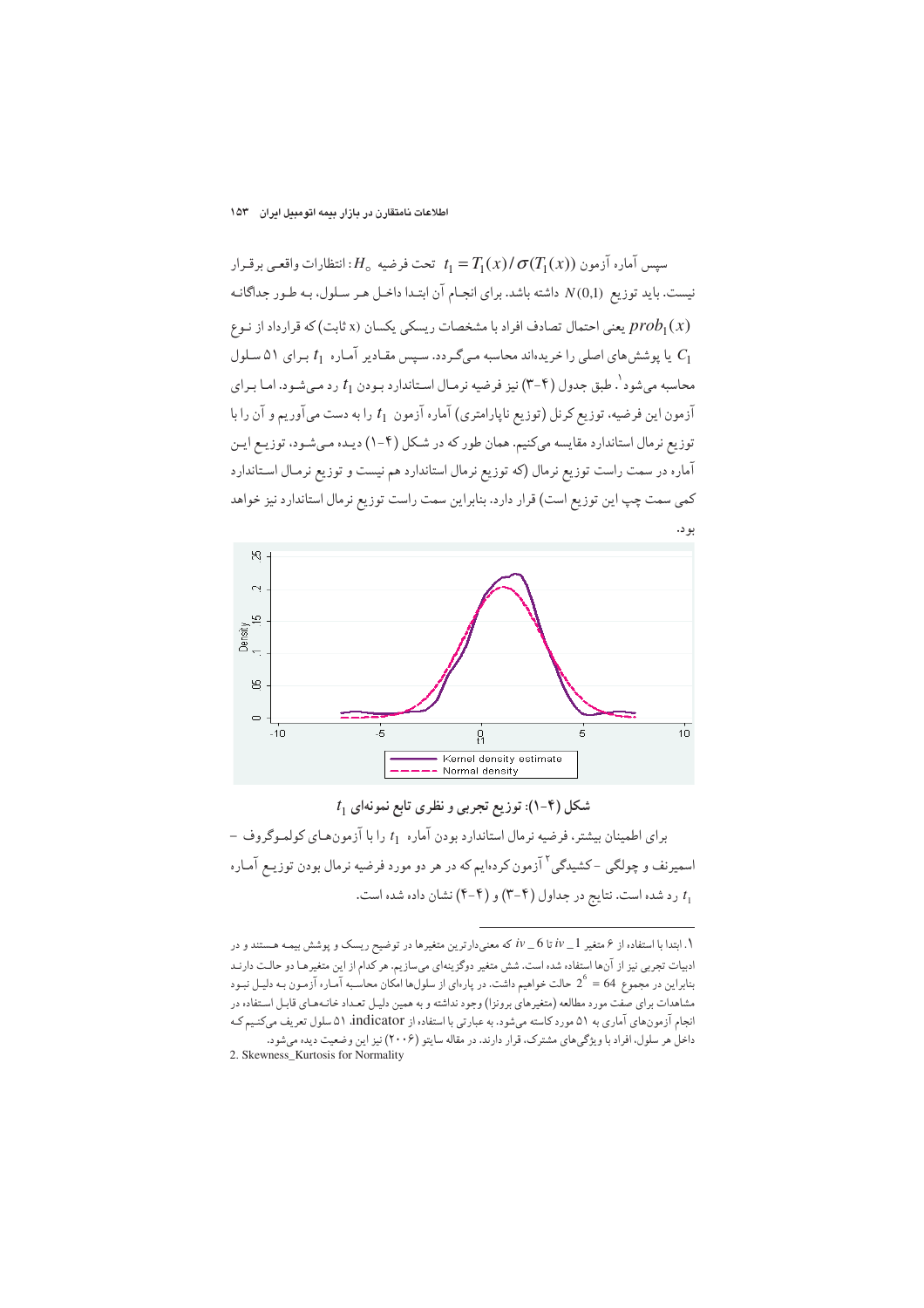سپس آماره آزمون $t_1 = T_1(x)/\sigma(T_1(x))$ تحت فرضیه $H_0$: انتظارات واقعی برقرار نیست، باید توزیع $N(0,1)$ داشته باشد. برای انجام آن ابتدا داخل هر سلول، به طور جداگانه $prob_1(x)$ یعنی احتمال تصادف افراد با مشخصات ریسکی یکسان (x ثابت) که قرارداد از نوع $C_1$ یا پوشش‌های اصلی را خریده‌اند محاسبه می‌گردد. سپس مقادیر آماره $t_1$ برای ۵۱ سلول محاسبه می‌شود[1]. طبق جدول (۴-۳) نیز فرضیه نرمال استاندارد بودن $t_1$ رد می‌شود. اما برای آزمون این فرضیه، توزیع کرنل (توزیع ناپارامتری) آماره آزمون $t_1$ را به دست می‌آوریم و آن را با توزیع نرمال استاندارد مقایسه می‌کنیم. همان طور که در شکل (۴-۱) دیده می‌شود، توزیع این آماره در سمت راست توزیع نرمال (که توزیع نرمال استاندارد هم نیست و توزیع نرمال استاندارد کمی سمت چپ این توزیع است) قرار دارد. بنابراین سمت راست توزیع نرمال استاندارد نیز خواهد بود.

**شکل (۴-۱): توزیع تجربی و نظری تابع نمونه‌ای $t_1$**

برای اطمینان بیشتر، فرضیه نرمال استاندارد بودن آماره $t_1$ را با آزمون‌های کولموگروف – اسمیرنف و چولگی – کشیدگی[2] آزمون کرده‌ایم که در هر دو مورد فرضیه نرمال بودن توزیع آماره $t_1$ رد شده است. نتایج در جداول (۴-۳) و (۴-۴) نشان داده شده است.

---

۱. ابتدا با استفاده از ۶ متغیر $iv\_1$ تا $iv\_6$ که معنی‌دارترین متغیرها در توضیح ریسک و پوشش بیمه هستند و در ادبیات تجربی نیز از آن‌ها استفاده شده است. شش متغیر دوگزینه‌ای می‌سازیم. هر کدام از این متغیرها دو حالت دارند بنابراین در مجموع $2^6 = 64$ حالت خواهیم داشت. در پاره‌ای از سلول‌ها امکان محاسبه آماره آزمون به دلیل نبود مشاهدات برای صفت مورد مطالعه (متغیرهای برونزا) وجود نداشته و به همین دلیل تعداد خانه‌های قابل استفاده در انجام آزمون‌های آماری به ۵۱ مورد کاسته می‌شود. به عبارتی با استفاده از indicator، ۵۱ سلول تعریف می‌کنیم که داخل هر سلول، افراد با ویژگی‌های مشترک، قرار دارند. در مقاله سایتو (۲۰۰۶) نیز این وضعیت دیده می‌شود.

2. Skewness_Kurtosis for Normality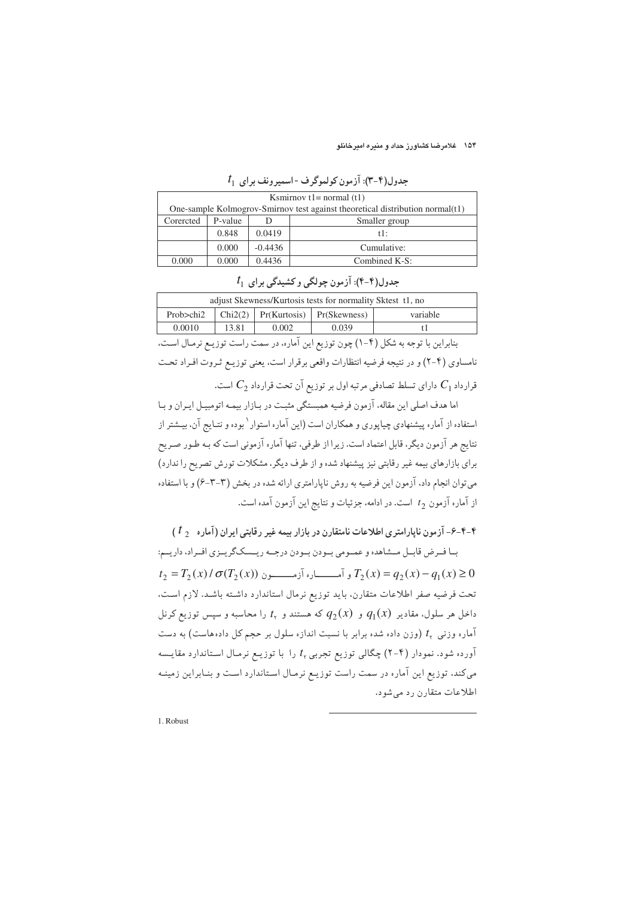جدول(۴-۳): آزمون کولموگرف - اسمیرونف برای $t_1$

| Ksmirnov t1= normal (t1) | | | |
|---|---|---|---|
| One-sample Kolmogrov-Smirnov test against theoretical distribution normal(t1) | | | |
| Corercted | P-value | D | Smaller group |
| | 0.848 | 0.0419 | t1: |
| | 0.000 | -0.4436 | Cumulative: |
| 0.000 | 0.000 | 0.4436 | Combined K-S: |

جدول(۴-۴): آزمون چولگی و کشیدگی برای $t_1$

| adjust Skewness/Kurtosis tests for normality Sktest t1, no | | | | |
|---|---|---|---|---|
| Prob>chi2 | Chi2(2) | Pr(Kurtosis) | Pr(Skewness) | variable |
| 0.0010 | 13.81 | 0.002 | 0.039 | t1 |

بنابراین با توجه به شکل (۴-۱) چون توزیع این آماره، در سمت راست توزیـع نرمـال اسـت، نامساوی (۴-۲) و در نتیجه فرضیه انتظارات واقعی برقرار است، یعنی توزیـع ثـروت افـراد تحـت قرارداد $C_1$ دارای تسلط تصادفی مرتبه اول بر توزیع آن تحت قرارداد $C_2$ است.

اما هدف اصلی این مقاله، آزمون فرضیه همبستگی مثبـت در بـازار بیمـه اتومبیـل ایـران و بـا استفاده از آماره پیشنهادی چیاپوری و همکاران است (این آماره استوار[1] بوده و نتـایج آن، بیـشتر از نتایج هر آزمون دیگر، قابل اعتماد است. زیرا از طرفی، تنها آماره آزمونی است که بـه طـور صـریح برای بازارهای بیمه غیر رقابتی نیز پیشنهاد شده و از طرف دیگر، مشکلات تورش تصریح را ندارد) می‌توان انجام داد، آزمون این فرضیه به روش ناپارامتری ارائه شده در بخش (۳-۳-۶) و با استفاده از آماره آزمون $t_2$ است. در ادامه، جزئیات و نتایج این آزمون آمده است.

### ۴-۴-۶- آزمون ناپارامتری اطلاعات نامتقارن در بازار بیمه غیر رقابتی ایران (آماره $t_2$)

بـا فـرض قابـل مـشاهده و عمـومی بـودن درجـه ریـسک‌گریـزی افـراد، داریـم:

$t_2 = T_2(x) / \sigma(T_2(x))$ و آمـــاره آزمـــون $T_2(x) = q_2(x) - q_1(x) \geq 0$

تحت فرضیه صفر اطلاعات متقارن، باید توزیع نرمال استاندارد داشـته باشـد. لازم اسـت، داخل هر سلول، مقادیر $q_1(x)$ و $q_2(x)$ که هستند و $t_2$ را محاسبه و سپس توزیع کرنل آماره وزنی $t_2$ (وزن داده شده برابر با نسبت اندازه سلول بر حجم کل داده‌هاست) به دست آورده شود. نمودار (۴-۲) چگالی توزیع تجربی $t_2$ را با توزیـع نرمـال اسـتاندارد مقایـسه می‌کند، توزیع این آماره در سمت راست توزیـع نرمـال اسـتاندارد اسـت و بنـابراین زمینـه اطلاعات متقارن رد می‌شود.

---

1. Robust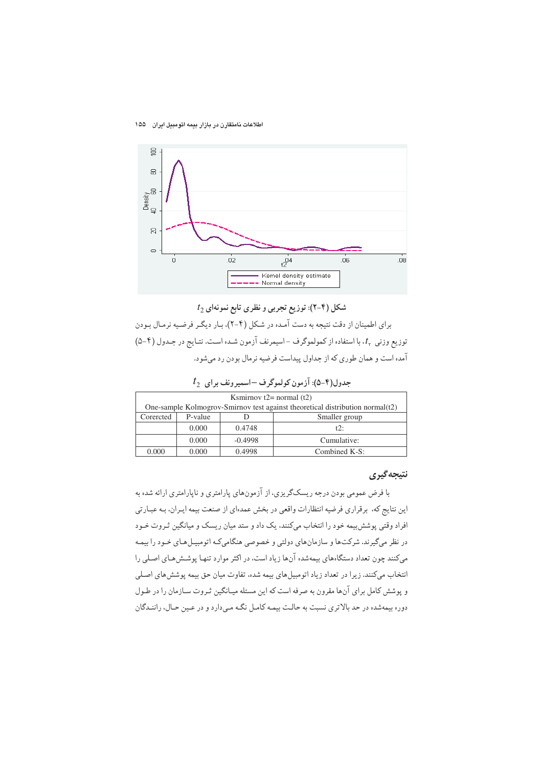شکل (۴-۲): توزیع تجربی و نظری تابع نمونه‌ای $t_2$

برای اطمینان از دقت نتیجه به دست آمده در شکل (۴-۲)، بـار دیگـر فرضـیه نرمـال بـودن توزیع وزنی $t_2$، با استفاده از کمولموگرف - اسیمرنف آزمون شـده اسـت. نتـایج در جـدول (۴-۵) آمده است و همان طوری که از جداول پیداست فرضیه نرمال بودن رد می‌شود.

جدول(۴-۵): آزمون کولموگرف –اسمیرونف برای $t_2$

| Ksmirnov t2= normal (t2) | | | |
|---|---|---|---|
| One-sample Kolmogrov-Smirnov test against theoretical distribution normal(t2) | | | |
| Corercted | P-value | D | Smaller group |
| | 0.000 | 0.4748 | t2: |
| | 0.000 | -0.4998 | Cumulative: |
| 0.000 | 0.000 | 0.4998 | Combined K-S: |

## نتیجه‌گیری

با فرض عمومی بودن درجه ریسک‌گریزی، از آزمون‌های پارامتری و ناپارامتری ارائه شده به این نتایج که، برقراری فرضیه انتظارات واقعی در بخش عمده‌ای از صنعت بیمه ایـران، بـه عبـارتی افراد وقتی پوشش‌بیمه خود را انتخاب می‌کنند، یک داد و ستد میان ریسک و میانگین ثـروت خـود در نظر می‌گیرند. شرکت‌ها و سازمان‌های دولتی و خصوصی هنگامی‌که اتومبیـل‌هـای خـود را بیمـه می‌کنند چون تعداد دستگاه‌های بیمه‌شده آن‌ها زیاد است، در اکثر موارد تنهـا پوشـش‌هـای اصـلی را انتخاب می‌کنند. زیرا در تعداد زیاد اتومبیل‌های بیمه شده، تفاوت میان حق بیمه پوشش‌های اصـلی و پوشش کامل برای آن‌ها مقرون به صرفه است که این مسئله میـانگین ثـروت سـازمان را در طـول دوره بیمه‌شده در حد بالاتری نسبت به حالـت بیمـه کامـل نگـه مـی‌دارد و در عـین حـال، راننـدگان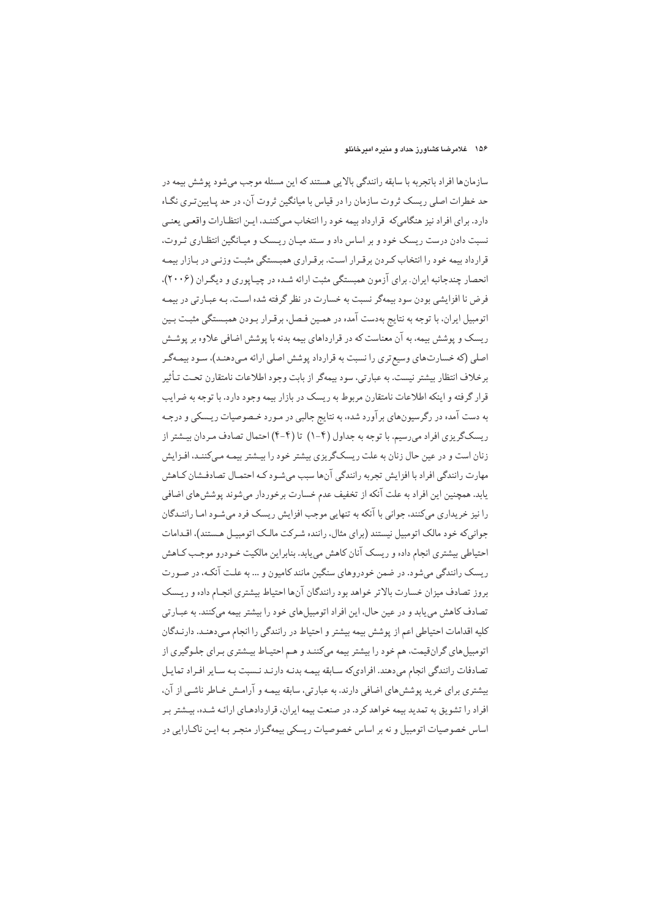سازمان‌ها افراد باتجربه با سابقه رانندگی بالایی هستند که این مسئله موجب می‌شود پوشش بیمه در حد خطرات اصلی ریسک ثروت سازمان را در قیاس با میانگین ثروت آن، در حد پـایین‌تـری نگـاه دارد. برای افراد نیز هنگامی‌که قرارداد بیمه خود را انتخاب مـی‌کننـد، ایـن انتظـارات واقعـی یعنـی نسبت دادن درست ریسک خود و بر اساس داد و ستد میـان ریـسک و میـانگین انتظـاری ثـروت، قرارداد بیمه خود را انتخاب کـردن برقـرار اسـت. برقـراری همبـستگی مثبـت وزنـی در بـازار بیمـه انحصار چندجانبه ایران. برای آزمون همبستگی مثبت ارائه شـده در چیـاپوری و دیگـران (۲۰۰۶)، فرض نا افزایشی بودن سود بیمه‌گر نسبت به خسارت در نظر گرفته شده اسـت. بـه عبـارتی در بیمـه اتومبیل ایران، با توجه به نتایج به‌دست آمده در همـین فـصل، برقـرار بـودن همبـستگی مثبـت بـین ریسک و پوشش بیمه، به آن معناست که در قراردادهای بیمه بدنه با پوشش اضافی علاوه بر پوشـش اصلی (که خسارت‌های وسیع‌تری را نسبت به قرارداد پوشش اصلی ارائه مـی‌دهنـد)، سـود بیمـه‌گـر برخلاف انتظار بیشتر نیست. به عبارتی، سود بیمه‌گر از بابت وجود اطلاعات نامتقارن تحـت تـأثیر قرار گرفته و اینکه اطلاعات نامتقارن مربوط به ریسک در بازار بیمه وجود دارد. با توجه به ضرایب به دست آمده در رگرسیون‌های برآورد شده، به نتایج جالبی در مـورد خـصوصیات ریـسکی و درجـه ریسک‌گریزی افراد می‌رسیم. با توجه به جداول (۴-۱) تا (۴-۴) احتمال تصادف مـردان بیـشتر از زنان است و در عین حال زنان به علت ریسک‌گریزی بیشتر خود را بیـشتر بیمـه مـی‌کننـد، افـزایش مهارت رانندگی افراد با افزایش تجربه رانندگی آن‌ها سبب می‌شـود کـه احتمـال تصادفـشان کـاهش یابد. همچنین این افراد به علت آنکه از تخفیف عدم خسارت برخوردار می‌شوند پوشش‌های اضافی را نیز خریداری می‌کنند، جوانی با آنکه به تنهایی موجب افزایش ریسک فرد می‌شـود امـا راننـدگان جوانی‌که خود مالک اتومبیل نیستند (برای مثال، راننده شـرکت مالـک اتومبیـل هـستند)، اقـدامات احتیاطی بیشتری انجام داده و ریسک آنان کاهش می‌یابد. بنابراین مالکیت خـودرو موجـب کـاهش ریسک رانندگی می‌شود. در ضمن خودروهای سنگین مانند کامیون و ... به علـت آنکـه، در صـورت بروز تصادف میزان خسارت بالاتر خواهد بود رانندگان آن‌ها احتیاط بیشتری انجـام داده و ریـسک تصادف کاهش می‌یابد و در عین حال، این افراد اتومبیل‌های خود را بیشتر بیمه می‌کنند. به عبـارتی کلیه اقدامات احتیاطی اعم از پوشش بیمه بیشتر و احتیاط در رانندگی را انجام مـی‌دهنـد. دارنـدگان اتومبیل‌های گران‌قیمت، هم خود را بیشتر بیمه می‌کننـد و هـم احتیـاط بیـشتری بـرای جلـوگیری از تصادفات رانندگی انجام می‌دهند. افرادی‌که سـابقه بیمـه بدنـه دارنـد نـسبت بـه سـایر افـراد تمایـل بیشتری برای خرید پوشش‌های اضافی دارند. به عبارتی، سابقه بیمـه و آرامـش خـاطر ناشـی از آن، افراد را تشویق به تمدید بیمه خواهد کرد. در صنعت بیمه ایران، قراردادهـای ارائـه شـده، بیـشتر بـر اساس خصوصیات اتومبیل و نه بر اساس خصوصیات ریسکی بیمه‌گزار منجـر بـه ایـن ناکـارایی در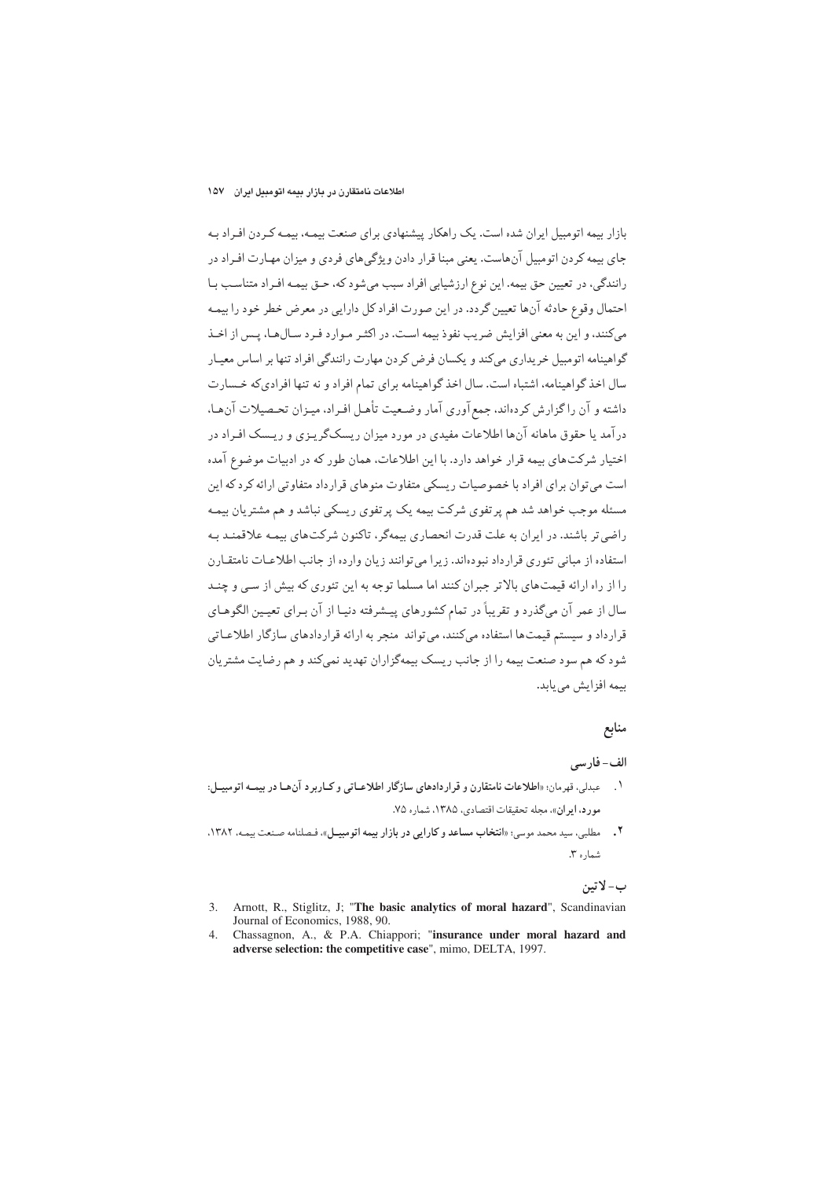بازار بیمه اتومبیل ایران شده است. یک راهکار پیشنهادی برای صنعت بیمه، بیمه کردن افراد به جای بیمه کردن اتومبیل آن‌هاست. یعنی مبنا قرار دادن ویژگی‌های فردی و میزان مهارت افراد در رانندگی، در تعیین حق بیمه. این نوع ارزشیابی افراد سبب می‌شود که، حق بیمه افراد متناسب با احتمال وقوع حادثه آن‌ها تعیین گردد. در این صورت افراد کل دارایی در معرض خطر خود را بیمه می‌کنند، و این به معنی افزایش ضریب نفوذ بیمه است. در اکثر موارد فرد سال‌ها، پس از اخذ گواهینامه اتومبیل خریداری می‌کند و یکسان فرض کردن مهارت رانندگی افراد تنها بر اساس معیار سال اخذ گواهینامه، اشتباه است. سال اخذ گواهینامه برای تمام افراد و نه تنها افرادی‌که خسارت داشته و آن را گزارش کرده‌اند، جمع‌آوری آمار وضعیت تأهل افراد، میزان تحصیلات آن‌ها، درآمد یا حقوق ماهانه آن‌ها اطلاعات مفیدی در مورد میزان ریسک‌گریزی و ریسک افراد در اختیار شرکت‌های بیمه قرار خواهد داد. با این اطلاعات، همان طور که در ادبیات موضوع آمده است می‌توان برای افراد با خصوصیات ریسکی متفاوت منوهای قرارداد متفاوتی ارائه کرد که این مسئله موجب خواهد شد هم پرتفوی شرکت بیمه یک پرتفوی ریسکی نباشد و هم مشتریان بیمه راضی‌تر باشند. در ایران به علت قدرت انحصاری بیمه‌گر، تاکنون شرکت‌های بیمه علاقمند به استفاده از مبانی تئوری قرارداد نبوده‌اند. زیرا می‌توانند زیان وارده از جانب اطلاعات نامتقارن را از راه ارائه قیمت‌های بالاتر جبران کنند اما مسلما توجه به این تئوری که بیش از سی و چند سال از عمر آن می‌گذرد و تقریباً در تمام کشورهای پیشرفته دنیا از آن برای تعیین الگوهای قرارداد و سیستم قیمت‌ها استفاده می‌کنند، می‌تواند منجر به ارائه قراردادهای سازگار اطلاعاتی شود که هم سود صنعت بیمه را از جانب ریسک بیمه‌گزاران تهدید نمی‌کند و هم رضایت مشتریان بیمه افزایش می‌یابد.

## منابع

### الف- فارسی

۱. عبدلی، قهرمان؛ «**اطلاعات نامتقارن و قراردادهای سازگار اطلاعاتی و کاربرد آن‌ها در بیمه اتومبیل: مورد، ایران**»، مجله تحقیقات اقتصادی، ۱۳۸۵، شماره ۷۵.

۲. مطلبی، سید محمد موسی؛ «**انتخاب مساعد و کارایی در بازار بیمه اتومبیل**»، فصلنامه صنعت بیمه، ۱۳۸۲، شماره ۳.

### ب- لاتین

3. Arnott, R., Stiglitz, J; "**The basic analytics of moral hazard**", Scandinavian Journal of Economics, 1988, 90.
4. Chassagnon, A., & P.A. Chiappori; "**insurance under moral hazard and adverse selection: the competitive case**", mimo, DELTA, 1997.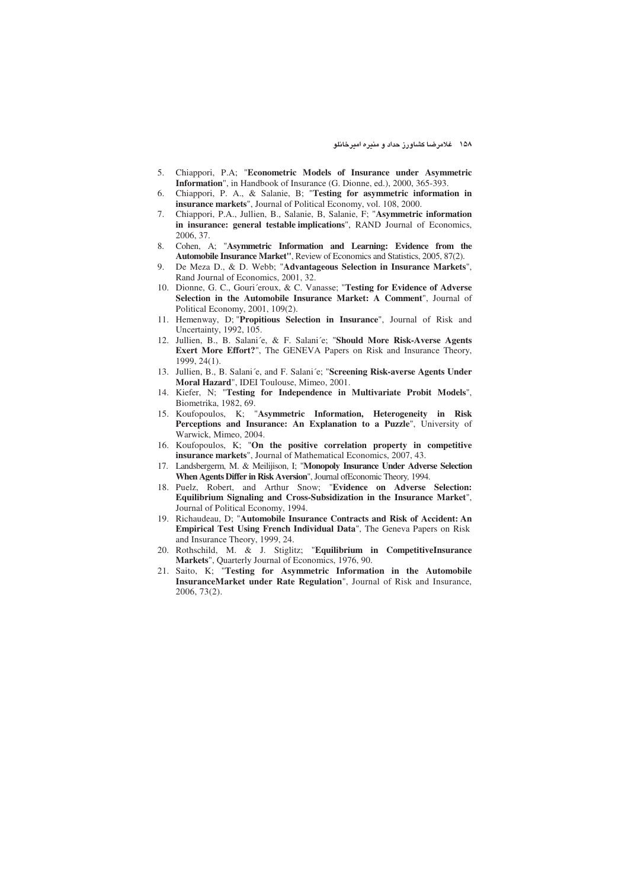5. Chiappori, P.A; "**Econometric Models of Insurance under Asymmetric Information**", in Handbook of Insurance (G. Dionne, ed.), 2000, 365-393.
6. Chiappori, P. A., & Salanie, B; "**Testing for asymmetric information in insurance markets**", Journal of Political Economy, vol. 108, 2000.
7. Chiappori, P.A., Jullien, B., Salanie, B, Salanie, F; "**Asymmetric information in insurance: general testable implications**", RAND Journal of Economics, 2006, 37.
8. Cohen, A; "**Asymmetric Information and Learning: Evidence from the Automobile Insurance Market**", Review of Economics and Statistics, 2005, 87(2).
9. De Meza D., & D. Webb; "**Advantageous Selection in Insurance Markets**", Rand Journal of Economics, 2001, 32.
10. Dionne, G. C., Gouri´eroux, & C. Vanasse; "**Testing for Evidence of Adverse Selection in the Automobile Insurance Market: A Comment**", Journal of Political Economy, 2001, 109(2).
11. Hemenway, D; "**Propitious Selection in Insurance**", Journal of Risk and Uncertainty, 1992, 105.
12. Jullien, B., B. Salani´e, & F. Salani´e; "**Should More Risk-Averse Agents Exert More Effort?**", The GENEVA Papers on Risk and Insurance Theory, 1999, 24(1).
13. Jullien, B., B. Salani´e, and F. Salani´e; "**Screening Risk-averse Agents Under Moral Hazard**", IDEI Toulouse, Mimeo, 2001.
14. Kiefer, N; "**Testing for Independence in Multivariate Probit Models**", Biometrika, 1982, 69.
15. Koufopoulos, K; "**Asymmetric Information, Heterogeneity in Risk Perceptions and Insurance: An Explanation to a Puzzle**", University of Warwick, Mimeo, 2004.
16. Koufopoulos, K; "**On the positive correlation property in competitive insurance markets**", Journal of Mathematical Economics, 2007, 43.
17. Landsbergerm, M. & Meilijison, I; "**Monopoly Insurance Under Adverse Selection When Agents Differ in Risk Aversion**", Journal ofEconomic Theory, 1994.
18. Puelz, Robert, and Arthur Snow; "**Evidence on Adverse Selection: Equilibrium Signaling and Cross-Subsidization in the Insurance Market**", Journal of Political Economy, 1994.
19. Richaudeau, D; "**Automobile Insurance Contracts and Risk of Accident: An Empirical Test Using French Individual Data**", The Geneva Papers on Risk and Insurance Theory, 1999, 24.
20. Rothschild, M. & J. Stiglitz; "**Equilibrium in CompetitiveInsurance Markets**", Quarterly Journal of Economics, 1976, 90.
21. Saito, K; "**Testing for Asymmetric Information in the Automobile InsuranceMarket under Rate Regulation**", Journal of Risk and Insurance, 2006, 73(2).